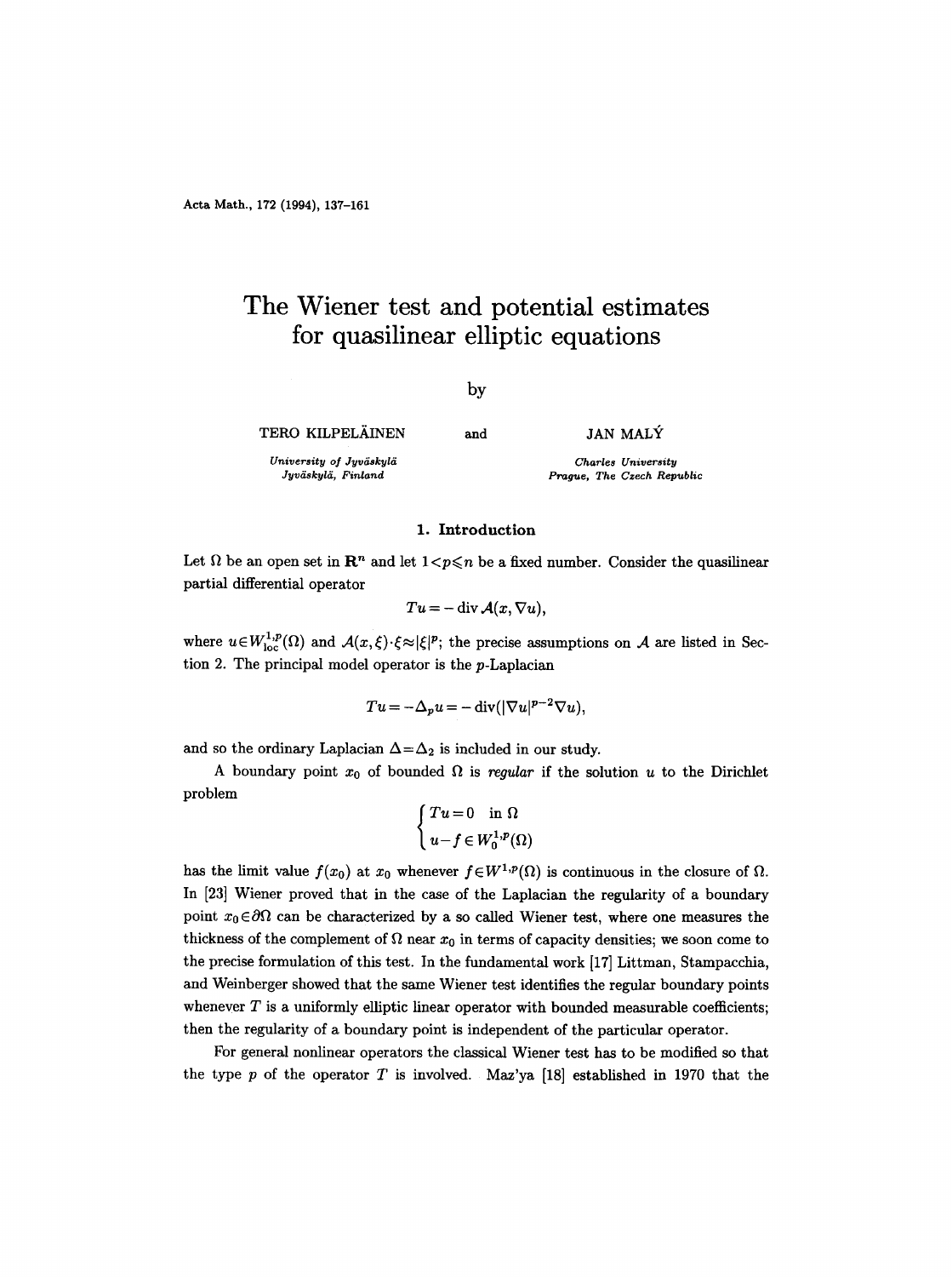# The Wiener test and potential estimates for quasilinear elliptic equations

by

TERO KILPELÄINEN and JAN MALÝ

*University of Jyväskylä*
*Jyväskylä, Finland*

*Charles University*
*Prague, The Czech Republic*

## 1. Introduction

Let $\Omega$ be an open set in $\mathbf{R}^n$ and let $1<p\leqslant n$ be a fixed number. Consider the quasilinear partial differential operator

$$Tu = -\operatorname{div}\mathcal{A}(x,\nabla u),$$

where $u\in W^{1,p}_{\mathrm{loc}}(\Omega)$ and $\mathcal{A}(x,\xi)\cdot\xi\approx|\xi|^p$; the precise assumptions on $\mathcal{A}$ are listed in Section 2. The principal model operator is the $p$-Laplacian

$$Tu = -\Delta_p u = -\operatorname{div}(|\nabla u|^{p-2}\nabla u),$$

and so the ordinary Laplacian $\Delta=\Delta_2$ is included in our study.

A boundary point $x_0$ of bounded $\Omega$ is *regular* if the solution $u$ to the Dirichlet problem

$$\begin{cases} Tu=0 & \text{in } \Omega \\ u-f\in W^{1,p}_0(\Omega) \end{cases}$$

has the limit value $f(x_0)$ at $x_0$ whenever $f\in W^{1,p}(\Omega)$ is continuous in the closure of $\Omega$. In [23] Wiener proved that in the case of the Laplacian the regularity of a boundary point $x_0\in\partial\Omega$ can be characterized by a so called Wiener test, where one measures the thickness of the complement of $\Omega$ near $x_0$ in terms of capacity densities; we soon come to the precise formulation of this test. In the fundamental work [17] Littman, Stampacchia, and Weinberger showed that the same Wiener test identifies the regular boundary points whenever $T$ is a uniformly elliptic linear operator with bounded measurable coefficients; then the regularity of a boundary point is independent of the particular operator.

For general nonlinear operators the classical Wiener test has to be modified so that the type $p$ of the operator $T$ is involved. Maz'ya [18] established in 1970 that the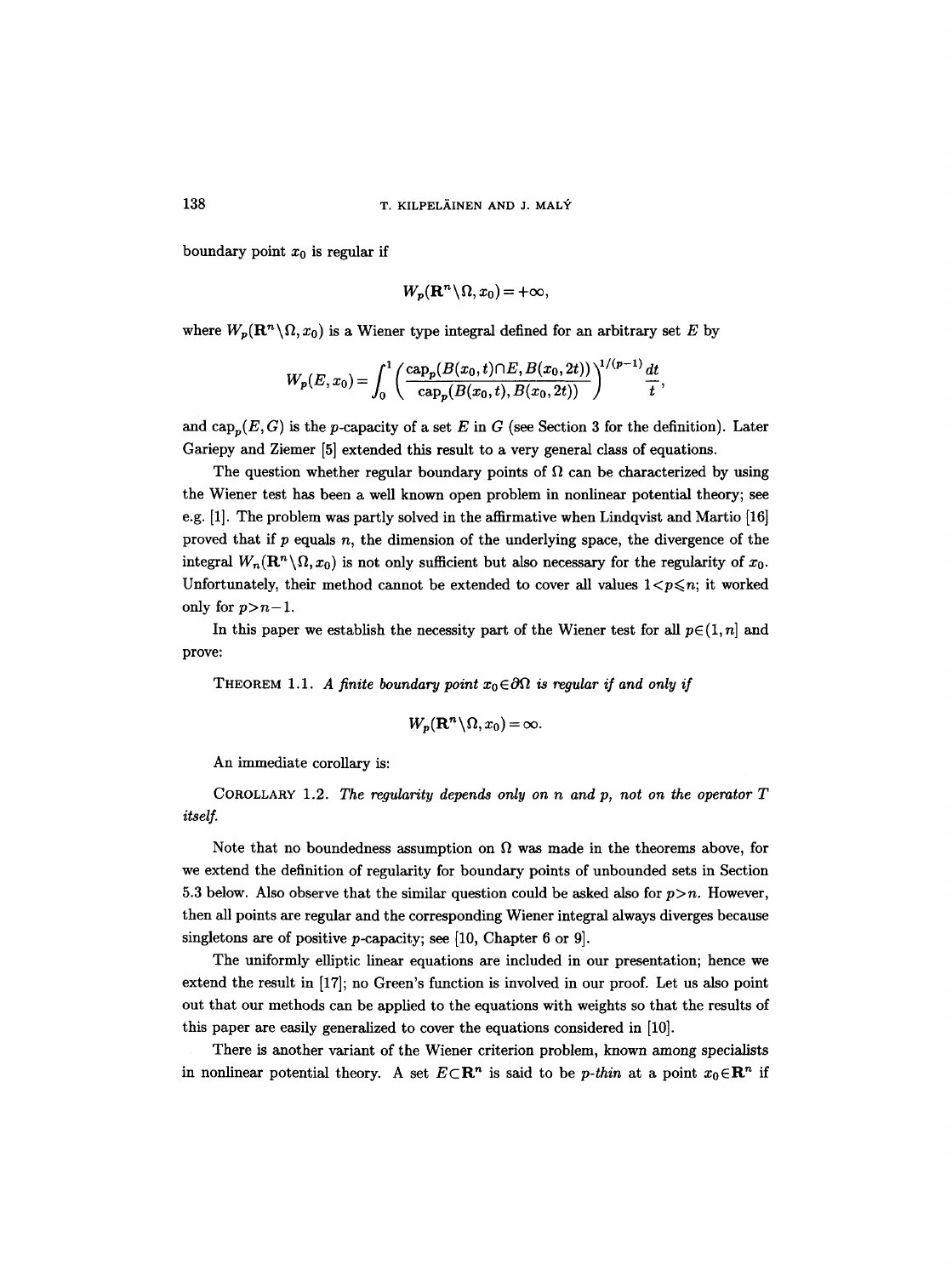boundary point $x_0$ is regular if

$$W_p(\mathbf{R}^n \setminus \Omega, x_0) = +\infty,$$

where $W_p(\mathbf{R}^n \setminus \Omega, x_0)$ is a Wiener type integral defined for an arbitrary set $E$ by

$$W_p(E, x_0) = \int_0^1 \left( \frac{\operatorname{cap}_p(B(x_0, t) \cap E, B(x_0, 2t))}{\operatorname{cap}_p(B(x_0, t), B(x_0, 2t))} \right)^{1/(p-1)} \frac{dt}{t},$$

and $\operatorname{cap}_p(E, G)$ is the $p$-capacity of a set $E$ in $G$ (see Section 3 for the definition). Later Gariepy and Ziemer [5] extended this result to a very general class of equations.

The question whether regular boundary points of $\Omega$ can be characterized by using the Wiener test has been a well known open problem in nonlinear potential theory; see e.g. [1]. The problem was partly solved in the affirmative when Lindqvist and Martio [16] proved that if $p$ equals $n$, the dimension of the underlying space, the divergence of the integral $W_n(\mathbf{R}^n \setminus \Omega, x_0)$ is not only sufficient but also necessary for the regularity of $x_0$. Unfortunately, their method cannot be extended to cover all values $1 < p \leqslant n$; it worked only for $p > n-1$.

In this paper we establish the necessity part of the Wiener test for all $p \in (1, n]$ and prove:

THEOREM 1.1. *A finite boundary point $x_0 \in \partial\Omega$ is regular if and only if*

$$W_p(\mathbf{R}^n \setminus \Omega, x_0) = \infty.$$

An immediate corollary is:

COROLLARY 1.2. *The regularity depends only on $n$ and $p$, not on the operator $T$ itself.*

Note that no boundedness assumption on $\Omega$ was made in the theorems above, for we extend the definition of regularity for boundary points of unbounded sets in Section 5.3 below. Also observe that the similar question could be asked also for $p > n$. However, then all points are regular and the corresponding Wiener integral always diverges because singletons are of positive $p$-capacity; see [10, Chapter 6 or 9].

The uniformly elliptic linear equations are included in our presentation; hence we extend the result in [17]; no Green's function is involved in our proof. Let us also point out that our methods can be applied to the equations with weights so that the results of this paper are easily generalized to cover the equations considered in [10].

There is another variant of the Wiener criterion problem, known among specialists in nonlinear potential theory. A set $E \subset \mathbf{R}^n$ is said to be *$p$-thin* at a point $x_0 \in \mathbf{R}^n$ if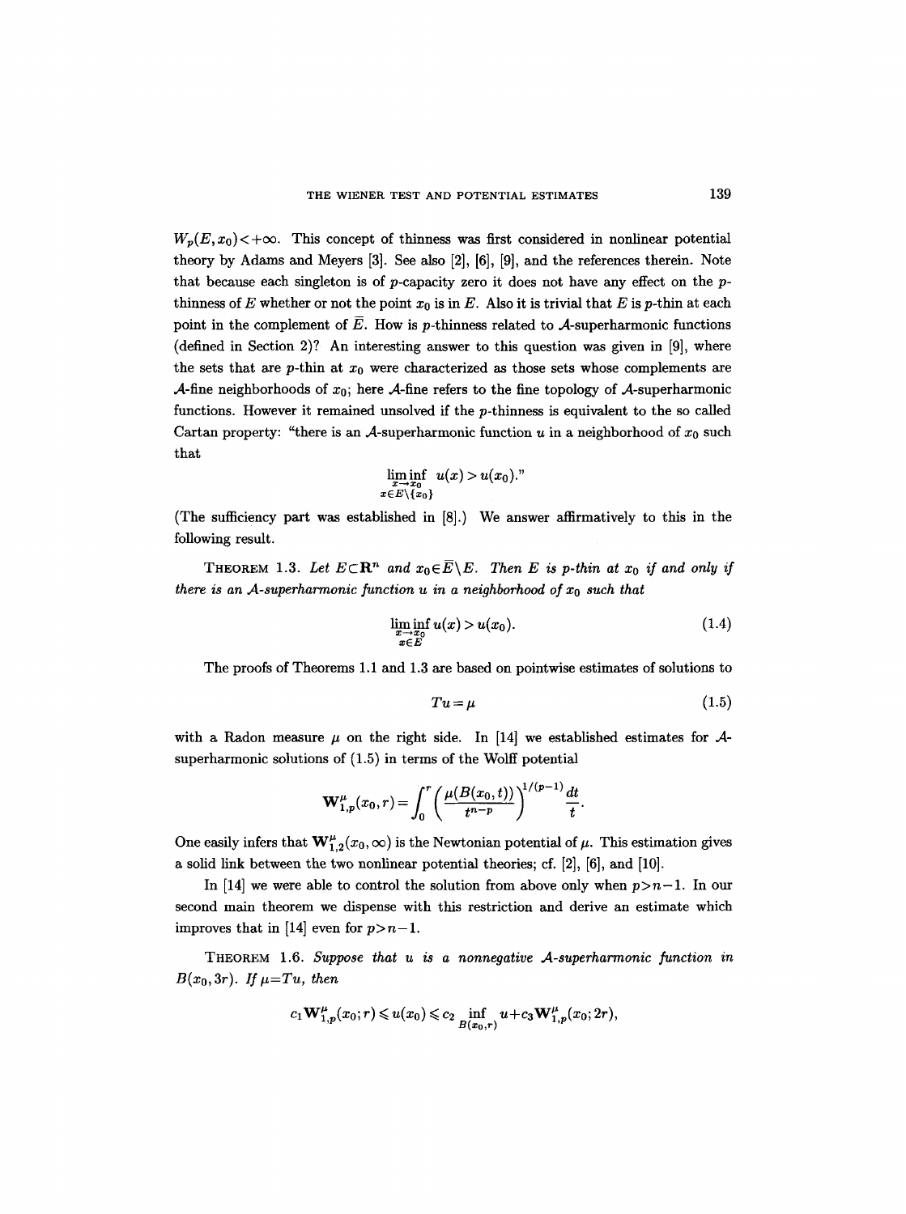$W_p(E, x_0) < +\infty$. This concept of thinness was first considered in nonlinear potential theory by Adams and Meyers [3]. See also [2], [6], [9], and the references therein. Note that because each singleton is of $p$-capacity zero it does not have any effect on the $p$-thinness of $E$ whether or not the point $x_0$ is in $E$. Also it is trivial that $E$ is $p$-thin at each point in the complement of $\bar{E}$. How is $p$-thinness related to $\mathcal{A}$-superharmonic functions (defined in Section 2)? An interesting answer to this question was given in [9], where the sets that are $p$-thin at $x_0$ were characterized as those sets whose complements are $\mathcal{A}$-fine neighborhoods of $x_0$; here $\mathcal{A}$-fine refers to the fine topology of $\mathcal{A}$-superharmonic functions. However it remained unsolved if the $p$-thinness is equivalent to the so called Cartan property: "there is an $\mathcal{A}$-superharmonic function $u$ in a neighborhood of $x_0$ such that

$$\liminf_{\substack{x \to x_0 \\ x \in E \setminus \{x_0\}}} u(x) > u(x_0)."$$

(The sufficiency part was established in [8].) We answer affirmatively to this in the following result.

**THEOREM 1.3.** *Let $E \subset \mathbf{R}^n$ and $x_0 \in \bar{E} \setminus E$. Then $E$ is $p$-thin at $x_0$ if and only if there is an $\mathcal{A}$-superharmonic function $u$ in a neighborhood of $x_0$ such that*

$$\liminf_{\substack{x \to x_0 \\ x \in E}} u(x) > u(x_0). \tag{1.4}$$

The proofs of Theorems 1.1 and 1.3 are based on pointwise estimates of solutions to

$$Tu = \mu \tag{1.5}$$

with a Radon measure $\mu$ on the right side. In [14] we established estimates for $\mathcal{A}$-superharmonic solutions of (1.5) in terms of the Wolff potential

$$\mathbf{W}^{\mu}_{1,p}(x_0, r) = \int_0^r \left( \frac{\mu(B(x_0, t))}{t^{n-p}} \right)^{1/(p-1)} \frac{dt}{t}.$$

One easily infers that $\mathbf{W}^{\mu}_{1,2}(x_0, \infty)$ is the Newtonian potential of $\mu$. This estimation gives a solid link between the two nonlinear potential theories; cf. [2], [6], and [10].

In [14] we were able to control the solution from above only when $p > n-1$. In our second main theorem we dispense with this restriction and derive an estimate which improves that in [14] even for $p > n-1$.

**THEOREM 1.6.** *Suppose that $u$ is a nonnegative $\mathcal{A}$-superharmonic function in $B(x_0, 3r)$. If $\mu = Tu$, then*

$$c_1 \mathbf{W}^{\mu}_{1,p}(x_0; r) \leqslant u(x_0) \leqslant c_2 \inf_{B(x_0, r)} u + c_3 \mathbf{W}^{\mu}_{1,p}(x_0; 2r),$$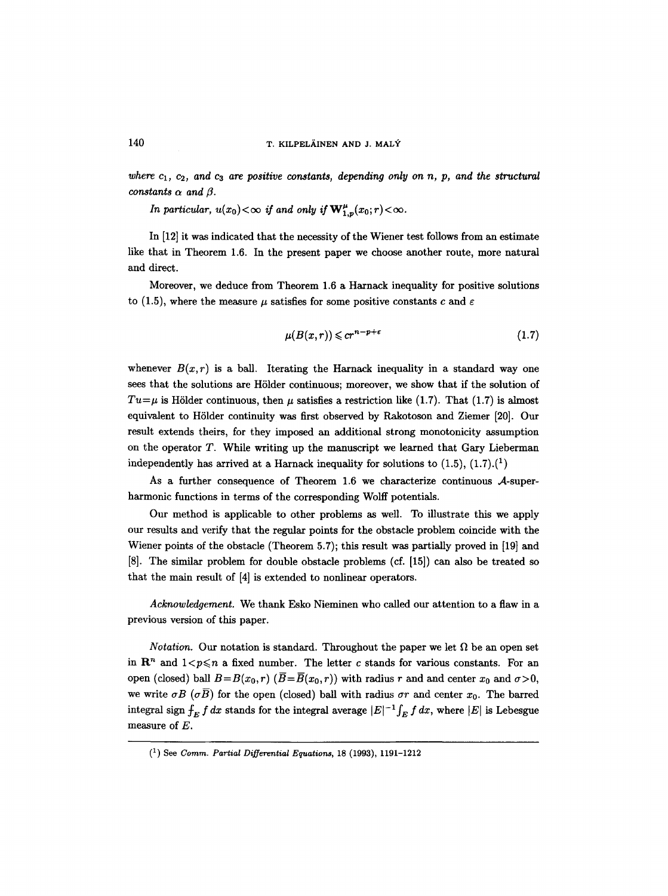*where $c_1$, $c_2$, and $c_3$ are positive constants, depending only on $n$, $p$, and the structural constants $\alpha$ and $\beta$.*

*In particular, $u(x_0)<\infty$ if and only if $\mathbf{W}^{\mu}_{1,p}(x_0;r)<\infty$.*

In [12] it was indicated that the necessity of the Wiener test follows from an estimate like that in Theorem 1.6. In the present paper we choose another route, more natural and direct.

Moreover, we deduce from Theorem 1.6 a Harnack inequality for positive solutions to (1.5), where the measure $\mu$ satisfies for some positive constants $c$ and $\varepsilon$

$$\mu(B(x,r))\leqslant cr^{n-p+\varepsilon} \tag{1.7}$$

whenever $B(x,r)$ is a ball. Iterating the Harnack inequality in a standard way one sees that the solutions are Hölder continuous; moreover, we show that if the solution of $Tu=\mu$ is Hölder continuous, then $\mu$ satisfies a restriction like (1.7). That (1.7) is almost equivalent to Hölder continuity was first observed by Rakotoson and Ziemer [20]. Our result extends theirs, for they imposed an additional strong monotonicity assumption on the operator $T$. While writing up the manuscript we learned that Gary Lieberman independently has arrived at a Harnack inequality for solutions to (1.5), (1.7).[1]

As a further consequence of Theorem 1.6 we characterize continuous $\mathcal{A}$-superharmonic functions in terms of the corresponding Wolff potentials.

Our method is applicable to other problems as well. To illustrate this we apply our results and verify that the regular points for the obstacle problem coincide with the Wiener points of the obstacle (Theorem 5.7); this result was partially proved in [19] and [8]. The similar problem for double obstacle problems (cf. [15]) can also be treated so that the main result of [4] is extended to nonlinear operators.

*Acknowledgement.* We thank Esko Nieminen who called our attention to a flaw in a previous version of this paper.

*Notation.* Our notation is standard. Throughout the paper we let $\Omega$ be an open set in $\mathbf{R}^n$ and $1<p\leqslant n$ a fixed number. The letter $c$ stands for various constants. For an open (closed) ball $B=B(x_0,r)$ ($\overline{B}=\overline{B}(x_0,r)$) with radius $r$ and and center $x_0$ and $\sigma>0$, we write $\sigma B$ ($\sigma\overline{B}$) for the open (closed) ball with radius $\sigma r$ and center $x_0$. The barred integral sign $⨍_E f\,dx$ stands for the integral average $|E|^{-1}\int_E f\,dx$, where $|E|$ is Lebesgue measure of $E$.

---

[1] See *Comm. Partial Differential Equations*, 18 (1993), 1191–1212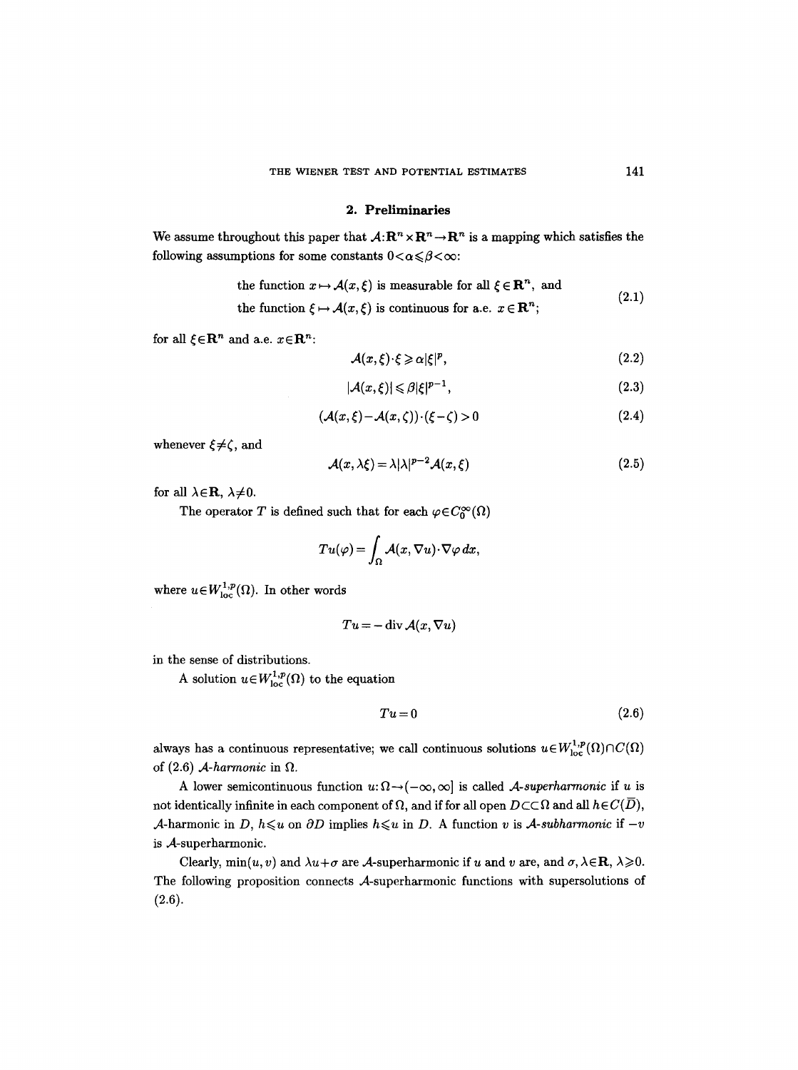## 2. Preliminaries

We assume throughout this paper that $\mathcal{A}:\mathbf{R}^n\times\mathbf{R}^n\to\mathbf{R}^n$ is a mapping which satisfies the following assumptions for some constants $0<\alpha\leqslant\beta<\infty$:

$$\begin{aligned}&\text{the function } x\mapsto\mathcal{A}(x,\xi) \text{ is measurable for all } \xi\in\mathbf{R}^n, \text{ and}\\ &\text{the function } \xi\mapsto\mathcal{A}(x,\xi) \text{ is continuous for a.e. } x\in\mathbf{R}^n;\end{aligned}\tag{2.1}$$

for all $\xi\in\mathbf{R}^n$ and a.e. $x\in\mathbf{R}^n$:

$$\mathcal{A}(x,\xi)\cdot\xi\geqslant\alpha|\xi|^p,\tag{2.2}$$

$$|\mathcal{A}(x,\xi)|\leqslant\beta|\xi|^{p-1},\tag{2.3}$$

$$(\mathcal{A}(x,\xi)-\mathcal{A}(x,\zeta))\cdot(\xi-\zeta)>0\tag{2.4}$$

whenever $\xi\neq\zeta$, and

$$\mathcal{A}(x,\lambda\xi)=\lambda|\lambda|^{p-2}\mathcal{A}(x,\xi)\tag{2.5}$$

for all $\lambda\in\mathbf{R}$, $\lambda\neq0$.

The operator $T$ is defined such that for each $\varphi\in C_0^\infty(\Omega)$

$$Tu(\varphi)=\int_\Omega\mathcal{A}(x,\nabla u)\cdot\nabla\varphi\,dx,$$

where $u\in W^{1,p}_{\mathrm{loc}}(\Omega)$. In other words

$$Tu=-\operatorname{div}\mathcal{A}(x,\nabla u)$$

in the sense of distributions.

A solution $u\in W^{1,p}_{\mathrm{loc}}(\Omega)$ to the equation

$$Tu=0\tag{2.6}$$

always has a continuous representative; we call continuous solutions $u\in W^{1,p}_{\mathrm{loc}}(\Omega)\cap C(\Omega)$ of (2.6) *$\mathcal{A}$-harmonic* in $\Omega$.

A lower semicontinuous function $u:\Omega\to(-\infty,\infty]$ is called *$\mathcal{A}$-superharmonic* if $u$ is not identically infinite in each component of $\Omega$, and if for all open $D\subset\subset\Omega$ and all $h\in C(\overline{D})$, $\mathcal{A}$-harmonic in $D$, $h\leqslant u$ on $\partial D$ implies $h\leqslant u$ in $D$. A function $v$ is *$\mathcal{A}$-subharmonic* if $-v$ is $\mathcal{A}$-superharmonic.

Clearly, $\min(u,v)$ and $\lambda u+\sigma$ are $\mathcal{A}$-superharmonic if $u$ and $v$ are, and $\sigma,\lambda\in\mathbf{R}$, $\lambda\geqslant0$. The following proposition connects $\mathcal{A}$-superharmonic functions with supersolutions of (2.6).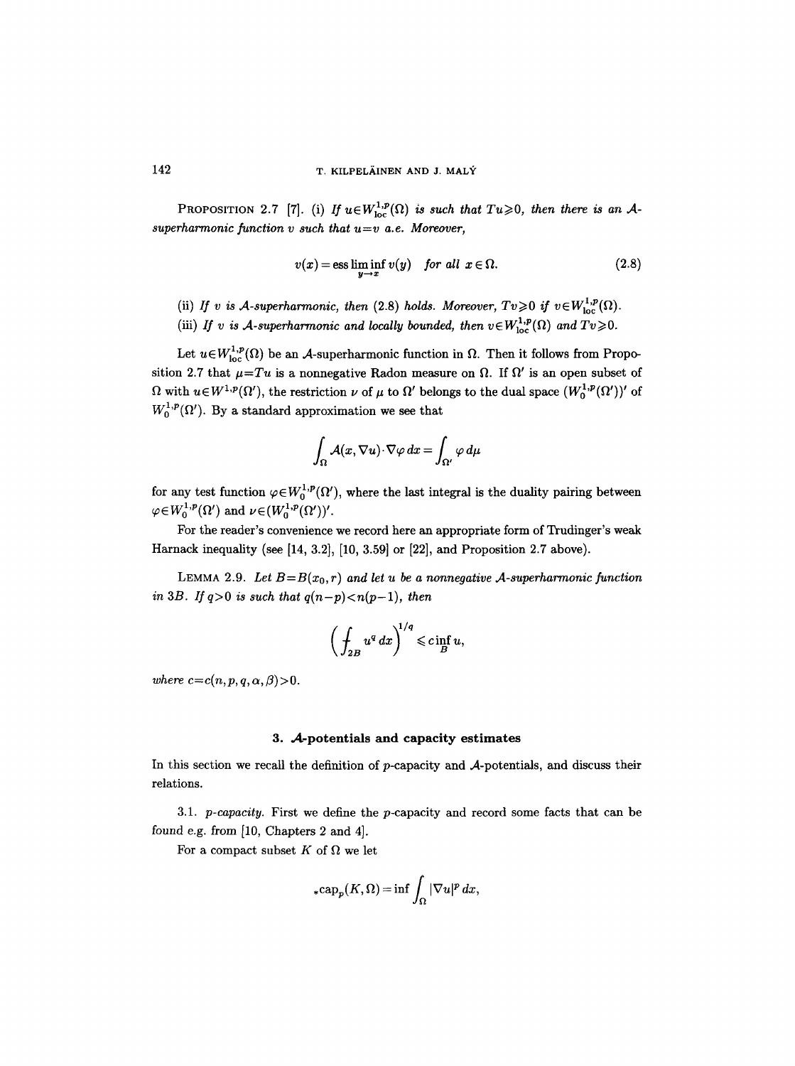PROPOSITION 2.7 [7]. (i) *If $u \in W^{1,p}_{\mathrm{loc}}(\Omega)$ is such that $Tu \geqslant 0$, then there is an $\mathcal{A}$-superharmonic function $v$ such that $u=v$ a.e. Moreover,*

$$v(x) = \operatorname*{ess\,lim\,inf}_{y \to x} v(y) \quad \textit{for all } x \in \Omega. \tag{2.8}$$

(ii) *If $v$ is $\mathcal{A}$-superharmonic, then (2.8) holds. Moreover, $Tv \geqslant 0$ if $v \in W^{1,p}_{\mathrm{loc}}(\Omega)$.*

(iii) *If $v$ is $\mathcal{A}$-superharmonic and locally bounded, then $v \in W^{1,p}_{\mathrm{loc}}(\Omega)$ and $Tv \geqslant 0$.*

Let $u \in W^{1,p}_{\mathrm{loc}}(\Omega)$ be an $\mathcal{A}$-superharmonic function in $\Omega$. Then it follows from Proposition 2.7 that $\mu = Tu$ is a nonnegative Radon measure on $\Omega$. If $\Omega'$ is an open subset of $\Omega$ with $u \in W^{1,p}(\Omega')$, the restriction $\nu$ of $\mu$ to $\Omega'$ belongs to the dual space $(W^{1,p}_0(\Omega'))'$ of $W^{1,p}_0(\Omega')$. By a standard approximation we see that

$$\int_\Omega \mathcal{A}(x, \nabla u) \cdot \nabla \varphi \, dx = \int_{\Omega'} \varphi \, d\mu$$

for any test function $\varphi \in W^{1,p}_0(\Omega')$, where the last integral is the duality pairing between $\varphi \in W^{1,p}_0(\Omega')$ and $\nu \in (W^{1,p}_0(\Omega'))'$.

For the reader's convenience we record here an appropriate form of Trudinger's weak Harnack inequality (see [14, 3.2], [10, 3.59] or [22], and Proposition 2.7 above).

LEMMA 2.9. *Let $B = B(x_0, r)$ and let $u$ be a nonnegative $\mathcal{A}$-superharmonic function in $3B$. If $q > 0$ is such that $q(n-p) < n(p-1)$, then*

$$\left( \fint_{2B} u^q \, dx \right)^{1/q} \leqslant c \inf_B u,$$

*where $c = c(n, p, q, \alpha, \beta) > 0$.*

## 3. $\mathcal{A}$-potentials and capacity estimates

In this section we recall the definition of $p$-capacity and $\mathcal{A}$-potentials, and discuss their relations.

3.1. *$p$-capacity.* First we define the $p$-capacity and record some facts that can be found e.g. from [10, Chapters 2 and 4].

For a compact subset $K$ of $\Omega$ we let

$${}_*\mathrm{cap}_p(K, \Omega) = \inf \int_\Omega |\nabla u|^p \, dx,$$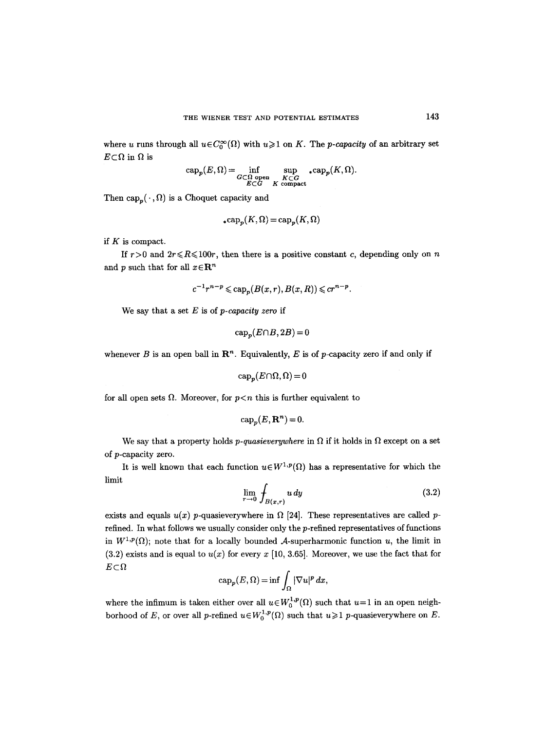where $u$ runs through all $u \in C_0^\infty(\Omega)$ with $u \geqslant 1$ on $K$. The *p-capacity* of an arbitrary set $E \subset \Omega$ in $\Omega$ is

$$\operatorname{cap}_p(E,\Omega) = \inf_{\substack{G \subset \Omega \text{ open} \\ E \subset G}} \sup_{\substack{K \subset G \\ K \text{ compact}}} {}_*\operatorname{cap}_p(K,\Omega).$$

Then $\operatorname{cap}_p(\cdot,\Omega)$ is a Choquet capacity and

$${}_*\operatorname{cap}_p(K,\Omega) = \operatorname{cap}_p(K,\Omega)$$

if $K$ is compact.

If $r > 0$ and $2r \leqslant R \leqslant 100r$, then there is a positive constant $c$, depending only on $n$ and $p$ such that for all $x \in \mathbf{R}^n$

$$c^{-1} r^{n-p} \leqslant \operatorname{cap}_p(B(x,r), B(x,R)) \leqslant c r^{n-p}.$$

We say that a set $E$ is of *p-capacity zero* if

$$\operatorname{cap}_p(E \cap B, 2B) = 0$$

whenever $B$ is an open ball in $\mathbf{R}^n$. Equivalently, $E$ is of $p$-capacity zero if and only if

$$\operatorname{cap}_p(E \cap \Omega, \Omega) = 0$$

for all open sets $\Omega$. Moreover, for $p < n$ this is further equivalent to

$$\operatorname{cap}_p(E, \mathbf{R}^n) = 0.$$

We say that a property holds *p-quasieverywhere* in $\Omega$ if it holds in $\Omega$ except on a set of $p$-capacity zero.

It is well known that each function $u \in W^{1,p}(\Omega)$ has a representative for which the limit

$$\lim_{r \to 0} \fint_{B(x,r)} u \, dy \tag{3.2}$$

exists and equals $u(x)$ $p$-quasieverywhere in $\Omega$ [24]. These representatives are called $p$-refined. In what follows we usually consider only the $p$-refined representatives of functions in $W^{1,p}(\Omega)$; note that for a locally bounded $\mathcal{A}$-superharmonic function $u$, the limit in (3.2) exists and is equal to $u(x)$ for every $x$ [10, 3.65]. Moreover, we use the fact that for $E \subset \Omega$

$$\operatorname{cap}_p(E,\Omega) = \inf \int_\Omega |\nabla u|^p \, dx,$$

where the infimum is taken either over all $u \in W_0^{1,p}(\Omega)$ such that $u = 1$ in an open neighborhood of $E$, or over all $p$-refined $u \in W_0^{1,p}(\Omega)$ such that $u \geqslant 1$ $p$-quasieverywhere on $E$.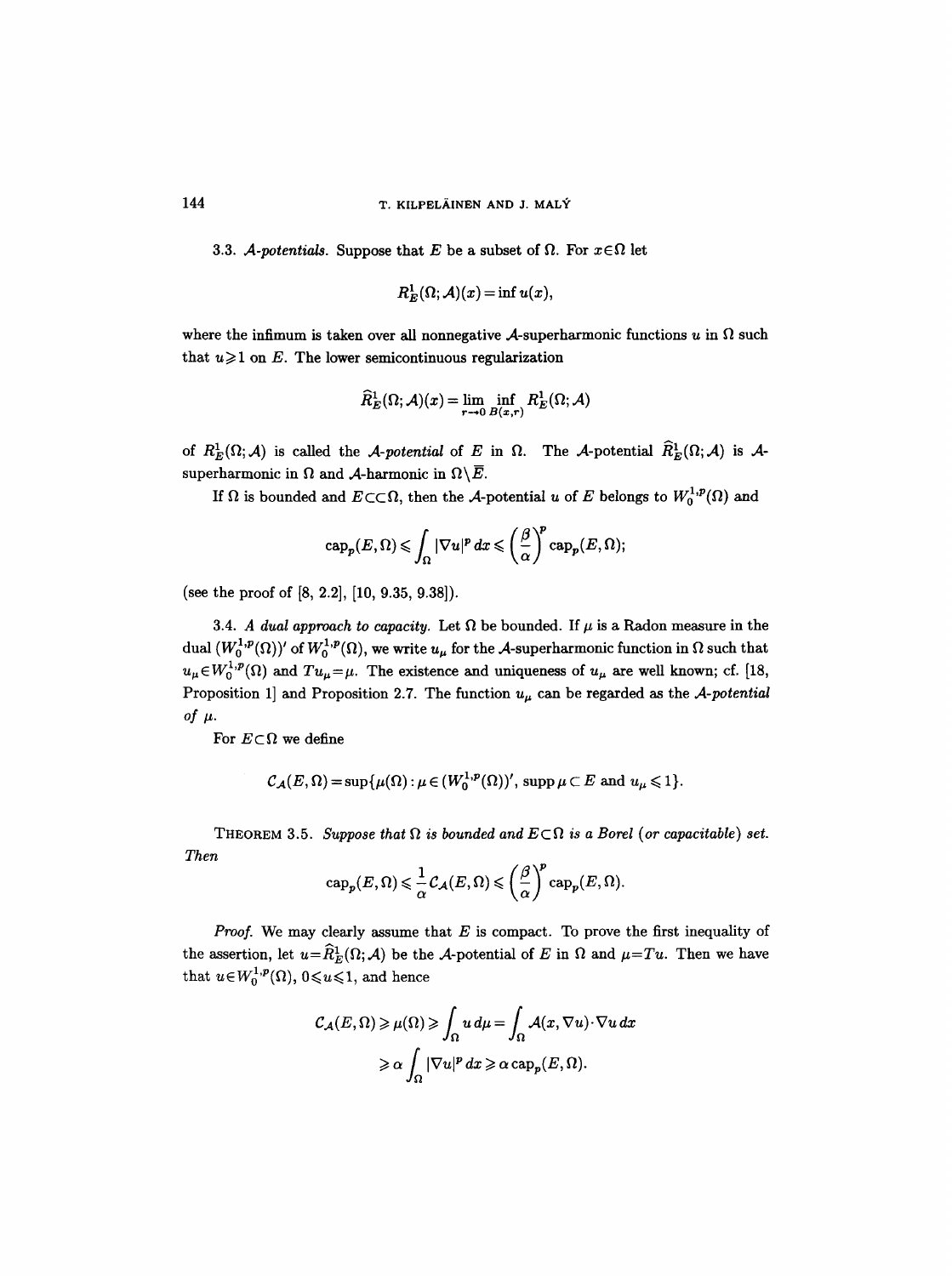3.3. *$\mathcal{A}$-potentials.* Suppose that $E$ be a subset of $\Omega$. For $x\in\Omega$ let

$$R_E^1(\Omega;\mathcal{A})(x) = \inf u(x),$$

where the infimum is taken over all nonnegative $\mathcal{A}$-superharmonic functions $u$ in $\Omega$ such that $u\geqslant 1$ on $E$. The lower semicontinuous regularization

$$\widehat{R}_E^1(\Omega;\mathcal{A})(x) = \lim_{r\to 0} \inf_{B(x,r)} R_E^1(\Omega;\mathcal{A})$$

of $R_E^1(\Omega;\mathcal{A})$ is called the *$\mathcal{A}$-potential* of $E$ in $\Omega$. The $\mathcal{A}$-potential $\widehat{R}_E^1(\Omega;\mathcal{A})$ is $\mathcal{A}$-superharmonic in $\Omega$ and $\mathcal{A}$-harmonic in $\Omega\setminus\overline{E}$.

If $\Omega$ is bounded and $E\subset\subset\Omega$, then the $\mathcal{A}$-potential $u$ of $E$ belongs to $W_0^{1,p}(\Omega)$ and

$$\operatorname{cap}_p(E,\Omega) \leqslant \int_\Omega |\nabla u|^p\,dx \leqslant \left(\frac{\beta}{\alpha}\right)^p \operatorname{cap}_p(E,\Omega);$$

(see the proof of [8, 2.2], [10, 9.35, 9.38]).

3.4. *A dual approach to capacity.* Let $\Omega$ be bounded. If $\mu$ is a Radon measure in the dual $(W_0^{1,p}(\Omega))'$ of $W_0^{1,p}(\Omega)$, we write $u_\mu$ for the $\mathcal{A}$-superharmonic function in $\Omega$ such that $u_\mu\in W_0^{1,p}(\Omega)$ and $Tu_\mu=\mu$. The existence and uniqueness of $u_\mu$ are well known; cf. [18, Proposition 1] and Proposition 2.7. The function $u_\mu$ can be regarded as the *$\mathcal{A}$-potential of $\mu$.*

For $E\subset\Omega$ we define

$$\mathcal{C}_\mathcal{A}(E,\Omega) = \sup\{\mu(\Omega) : \mu\in(W_0^{1,p}(\Omega))',\ \operatorname{supp}\mu\subset E \text{ and } u_\mu\leqslant 1\}.$$

THEOREM 3.5. *Suppose that $\Omega$ is bounded and $E\subset\Omega$ is a Borel (or capacitable) set. Then*

$$\operatorname{cap}_p(E,\Omega) \leqslant \frac{1}{\alpha}\mathcal{C}_\mathcal{A}(E,\Omega) \leqslant \left(\frac{\beta}{\alpha}\right)^p \operatorname{cap}_p(E,\Omega).$$

*Proof.* We may clearly assume that $E$ is compact. To prove the first inequality of the assertion, let $u=\widehat{R}_E^1(\Omega;\mathcal{A})$ be the $\mathcal{A}$-potential of $E$ in $\Omega$ and $\mu=Tu$. Then we have that $u\in W_0^{1,p}(\Omega)$, $0\leqslant u\leqslant 1$, and hence

$$\begin{aligned}
\mathcal{C}_\mathcal{A}(E,\Omega) \geqslant \mu(\Omega) &\geqslant \int_\Omega u\,d\mu = \int_\Omega \mathcal{A}(x,\nabla u)\cdot\nabla u\,dx \\
&\geqslant \alpha\int_\Omega |\nabla u|^p\,dx \geqslant \alpha\operatorname{cap}_p(E,\Omega).
\end{aligned}$$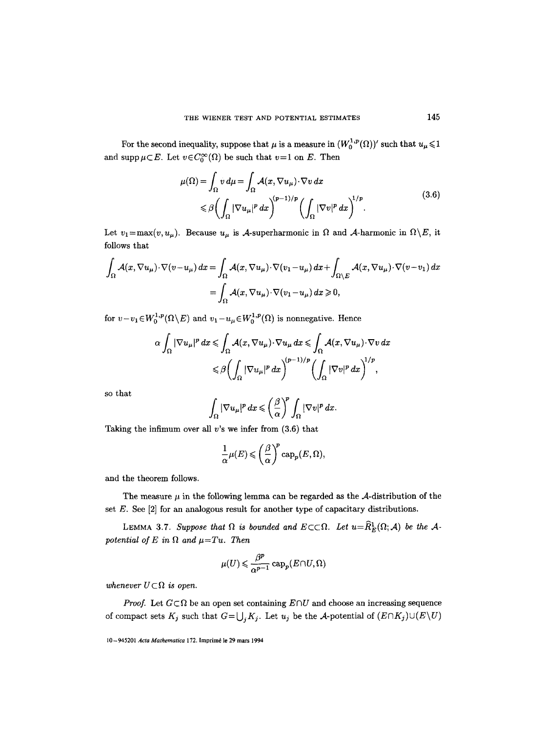For the second inequality, suppose that $\mu$ is a measure in $(W_0^{1,p}(\Omega))'$ such that $u_\mu \leqslant 1$ and $\operatorname{supp} \mu \subset E$. Let $v \in C_0^\infty(\Omega)$ be such that $v=1$ on $E$. Then

$$
\begin{aligned}
\mu(\Omega) &= \int_\Omega v\, d\mu = \int_\Omega \mathcal{A}(x, \nabla u_\mu)\cdot \nabla v\, dx \\
&\leqslant \beta \biggl( \int_\Omega |\nabla u_\mu|^p\, dx \biggr)^{(p-1)/p} \biggl( \int_\Omega |\nabla v|^p\, dx \biggr)^{1/p}.
\end{aligned}
\tag{3.6}
$$

Let $v_1 = \max(v, u_\mu)$. Because $u_\mu$ is $\mathcal{A}$-superharmonic in $\Omega$ and $\mathcal{A}$-harmonic in $\Omega \setminus E$, it follows that

$$
\begin{aligned}
\int_\Omega \mathcal{A}(x, \nabla u_\mu)\cdot \nabla (v - u_\mu)\, dx &= \int_\Omega \mathcal{A}(x, \nabla u_\mu)\cdot \nabla (v_1 - u_\mu)\, dx + \int_{\Omega\setminus E} \mathcal{A}(x, \nabla u_\mu)\cdot \nabla (v - v_1)\, dx \\
&= \int_\Omega \mathcal{A}(x, \nabla u_\mu)\cdot \nabla (v_1 - u_\mu)\, dx \geqslant 0,
\end{aligned}
$$

for $v - v_1 \in W_0^{1,p}(\Omega\setminus E)$ and $v_1 - u_\mu \in W_0^{1,p}(\Omega)$ is nonnegative. Hence

$$
\begin{aligned}
\alpha \int_\Omega |\nabla u_\mu|^p\, dx &\leqslant \int_\Omega \mathcal{A}(x, \nabla u_\mu)\cdot \nabla u_\mu\, dx \leqslant \int_\Omega \mathcal{A}(x, \nabla u_\mu)\cdot \nabla v\, dx \\
&\leqslant \beta \biggl( \int_\Omega |\nabla u_\mu|^p\, dx \biggr)^{(p-1)/p} \biggl( \int_\Omega |\nabla v|^p\, dx \biggr)^{1/p},
\end{aligned}
$$

so that

$$
\int_\Omega |\nabla u_\mu|^p\, dx \leqslant \left(\frac{\beta}{\alpha}\right)^p \int_\Omega |\nabla v|^p\, dx.
$$

Taking the infimum over all $v$'s we infer from (3.6) that

$$
\frac{1}{\alpha} \mu(E) \leqslant \left(\frac{\beta}{\alpha}\right)^p \operatorname{cap}_p(E, \Omega),
$$

and the theorem follows.

The measure $\mu$ in the following lemma can be regarded as the $\mathcal{A}$-distribution of the set $E$. See [2] for an analogous result for another type of capacitary distributions.

LEMMA 3.7. *Suppose that $\Omega$ is bounded and $E \subset\subset \Omega$. Let $u = \widehat{R}_E^1(\Omega; \mathcal{A})$ be the $\mathcal{A}$-potential of $E$ in $\Omega$ and $\mu = Tu$. Then*

$$
\mu(U) \leqslant \frac{\beta^p}{\alpha^{p-1}} \operatorname{cap}_p(E \cap U, \Omega)
$$

*whenever $U \subset \Omega$ is open.*

*Proof.* Let $G \subset \Omega$ be an open set containing $E \cap U$ and choose an increasing sequence of compact sets $K_j$ such that $G = \bigcup_j K_j$. Let $u_j$ be the $\mathcal{A}$-potential of $(E \cap K_j) \cup (E \setminus U)$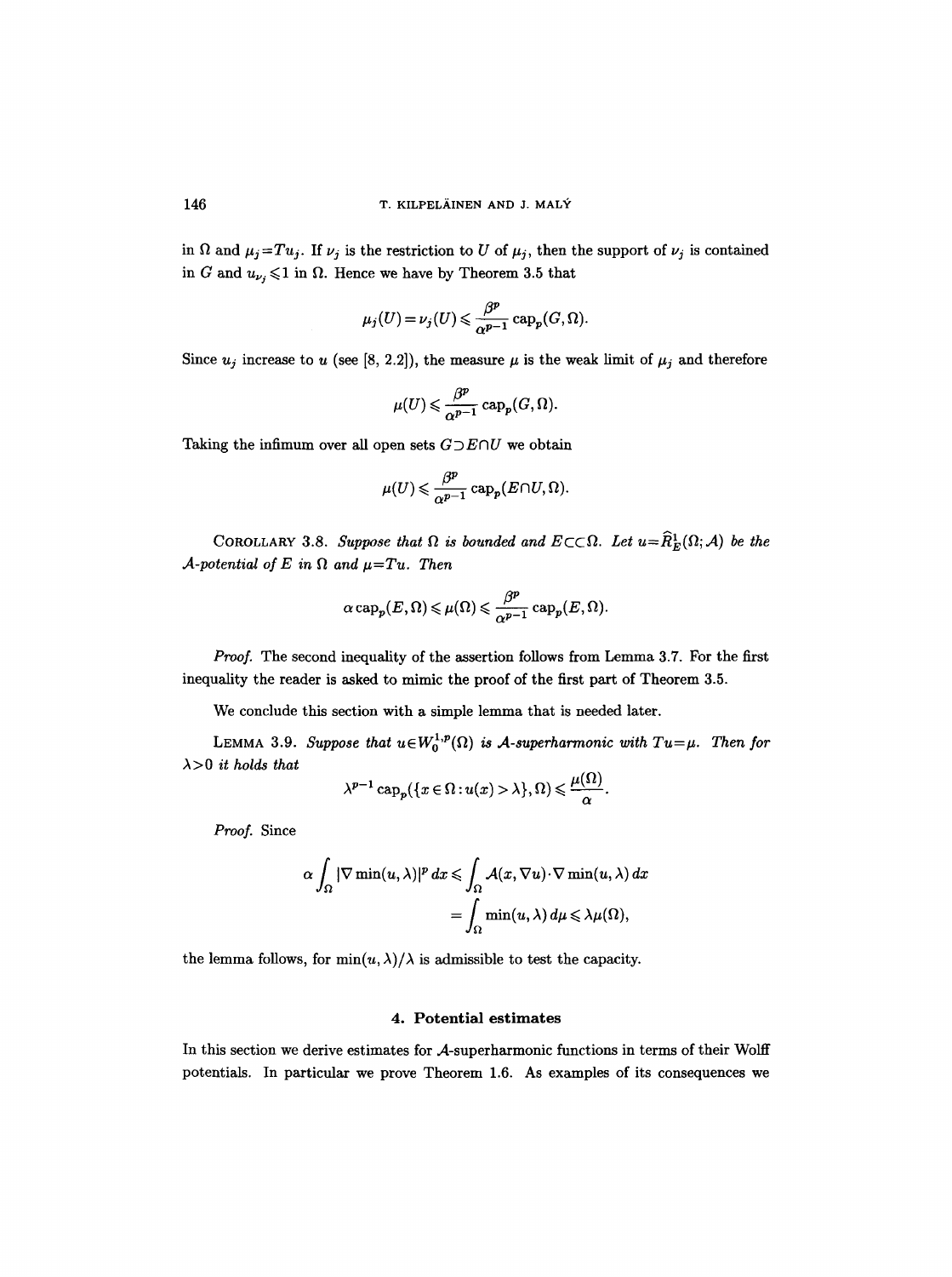in $\Omega$ and $\mu_j = Tu_j$. If $\nu_j$ is the restriction to $U$ of $\mu_j$, then the support of $\nu_j$ is contained in $G$ and $u_{\nu_j} \leqslant 1$ in $\Omega$. Hence we have by Theorem 3.5 that

$$\mu_j(U) = \nu_j(U) \leqslant \frac{\beta^p}{\alpha^{p-1}} \operatorname{cap}_p(G, \Omega).$$

Since $u_j$ increase to $u$ (see [8, 2.2]), the measure $\mu$ is the weak limit of $\mu_j$ and therefore

$$\mu(U) \leqslant \frac{\beta^p}{\alpha^{p-1}} \operatorname{cap}_p(G, \Omega).$$

Taking the infimum over all open sets $G \supset E \cap U$ we obtain

$$\mu(U) \leqslant \frac{\beta^p}{\alpha^{p-1}} \operatorname{cap}_p(E \cap U, \Omega).$$

COROLLARY 3.8. *Suppose that $\Omega$ is bounded and $E \subset\subset \Omega$. Let $u = \widehat{R}^1_E(\Omega; \mathcal{A})$ be the $\mathcal{A}$-potential of $E$ in $\Omega$ and $\mu = Tu$. Then*

$$\alpha \operatorname{cap}_p(E, \Omega) \leqslant \mu(\Omega) \leqslant \frac{\beta^p}{\alpha^{p-1}} \operatorname{cap}_p(E, \Omega).$$

*Proof.* The second inequality of the assertion follows from Lemma 3.7. For the first inequality the reader is asked to mimic the proof of the first part of Theorem 3.5.

We conclude this section with a simple lemma that is needed later.

LEMMA 3.9. *Suppose that $u \in W^{1,p}_0(\Omega)$ is $\mathcal{A}$-superharmonic with $Tu = \mu$. Then for $\lambda > 0$ it holds that*

$$\lambda^{p-1} \operatorname{cap}_p(\{x \in \Omega : u(x) > \lambda\}, \Omega) \leqslant \frac{\mu(\Omega)}{\alpha}.$$

*Proof.* Since

$$\begin{aligned}
\alpha \int_\Omega |\nabla \min(u, \lambda)|^p \, dx &\leqslant \int_\Omega \mathcal{A}(x, \nabla u) \cdot \nabla \min(u, \lambda) \, dx \\
&= \int_\Omega \min(u, \lambda) \, d\mu \leqslant \lambda \mu(\Omega),
\end{aligned}$$

the lemma follows, for $\min(u, \lambda)/\lambda$ is admissible to test the capacity.

## 4. Potential estimates

In this section we derive estimates for $\mathcal{A}$-superharmonic functions in terms of their Wolff potentials. In particular we prove Theorem 1.6. As examples of its consequences we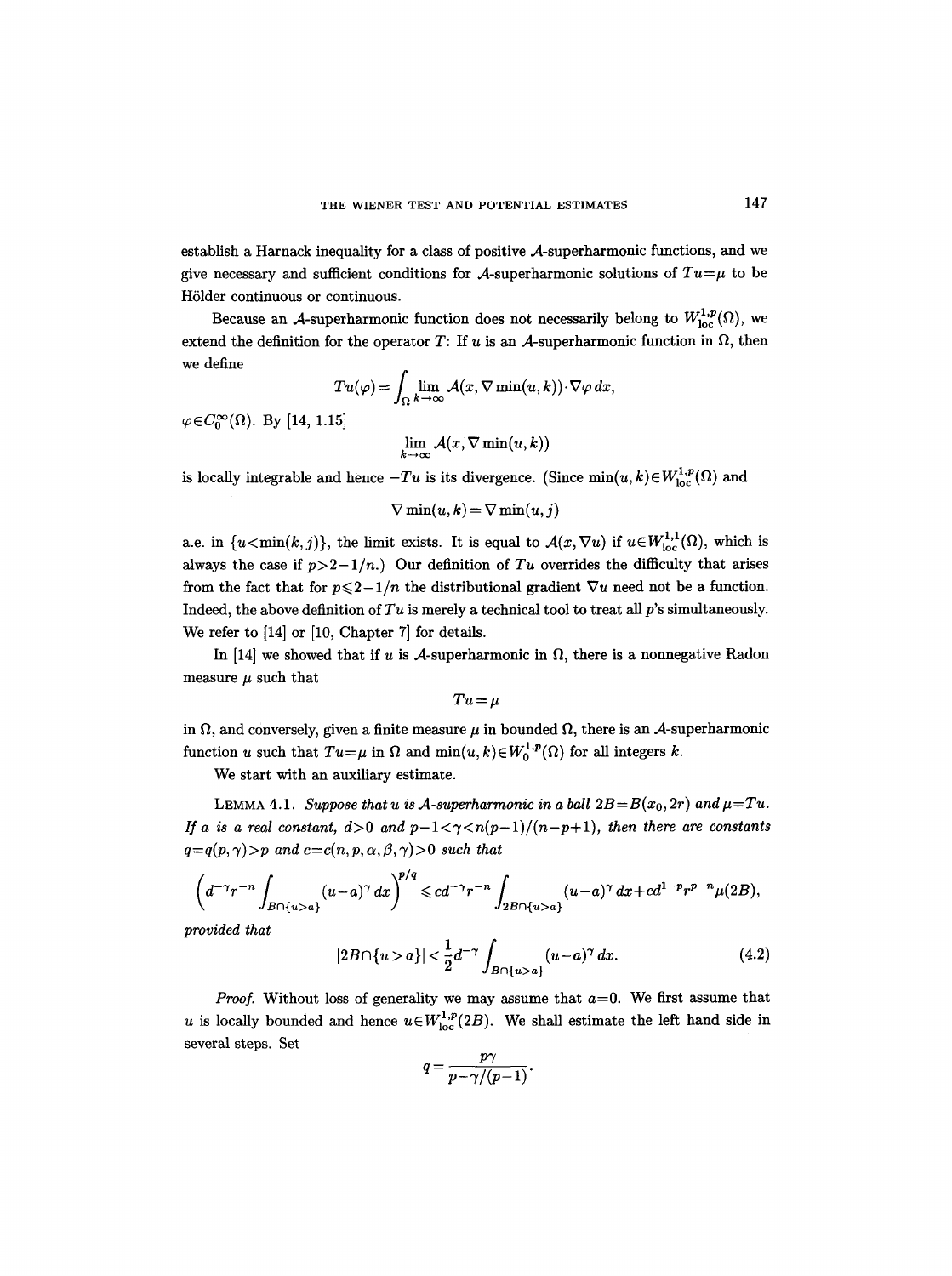establish a Harnack inequality for a class of positive $\mathcal{A}$-superharmonic functions, and we give necessary and sufficient conditions for $\mathcal{A}$-superharmonic solutions of $Tu=\mu$ to be Hölder continuous or continuous.

Because an $\mathcal{A}$-superharmonic function does not necessarily belong to $W^{1,p}_{\mathrm{loc}}(\Omega)$, we extend the definition for the operator $T$: If $u$ is an $\mathcal{A}$-superharmonic function in $\Omega$, then we define

$$Tu(\varphi)=\int_\Omega \lim_{k\to\infty}\mathcal{A}(x,\nabla\min(u,k))\cdot\nabla\varphi\,dx,$$

$\varphi\in C_0^\infty(\Omega)$. By [14, 1.15]

$$\lim_{k\to\infty}\mathcal{A}(x,\nabla\min(u,k))$$

is locally integrable and hence $-Tu$ is its divergence. (Since $\min(u,k)\in W^{1,p}_{\mathrm{loc}}(\Omega)$ and

$$\nabla\min(u,k)=\nabla\min(u,j)$$

a.e. in $\{u<\min(k,j)\}$, the limit exists. It is equal to $\mathcal{A}(x,\nabla u)$ if $u\in W^{1,1}_{\mathrm{loc}}(\Omega)$, which is always the case if $p>2-1/n$.) Our definition of $Tu$ overrides the difficulty that arises from the fact that for $p\leqslant 2-1/n$ the distributional gradient $\nabla u$ need not be a function. Indeed, the above definition of $Tu$ is merely a technical tool to treat all $p$'s simultaneously. We refer to [14] or [10, Chapter 7] for details.

In [14] we showed that if $u$ is $\mathcal{A}$-superharmonic in $\Omega$, there is a nonnegative Radon measure $\mu$ such that

$$Tu=\mu$$

in $\Omega$, and conversely, given a finite measure $\mu$ in bounded $\Omega$, there is an $\mathcal{A}$-superharmonic function $u$ such that $Tu=\mu$ in $\Omega$ and $\min(u,k)\in W_0^{1,p}(\Omega)$ for all integers $k$.

We start with an auxiliary estimate.

Lemma 4.1. *Suppose that $u$ is $\mathcal{A}$-superharmonic in a ball $2B=B(x_0,2r)$ and $\mu=Tu$. If $a$ is a real constant, $d>0$ and $p-1<\gamma<n(p-1)/(n-p+1)$, then there are constants $q=q(p,\gamma)>p$ and $c=c(n,p,\alpha,\beta,\gamma)>0$ such that*

$$\left(d^{-\gamma}r^{-n}\int_{B\cap\{u>a\}}(u-a)^\gamma\,dx\right)^{p/q}\leqslant cd^{-\gamma}r^{-n}\int_{2B\cap\{u>a\}}(u-a)^\gamma\,dx+cd^{1-p}r^{p-n}\mu(2B),$$

*provided that*

$$|2B\cap\{u>a\}|<\frac{1}{2}d^{-\gamma}\int_{B\cap\{u>a\}}(u-a)^\gamma\,dx. \tag{4.2}$$

*Proof.* Without loss of generality we may assume that $a=0$. We first assume that $u$ is locally bounded and hence $u\in W^{1,p}_{\mathrm{loc}}(2B)$. We shall estimate the left hand side in several steps. Set

$$q=\frac{p\gamma}{p-\gamma/(p-1)}.$$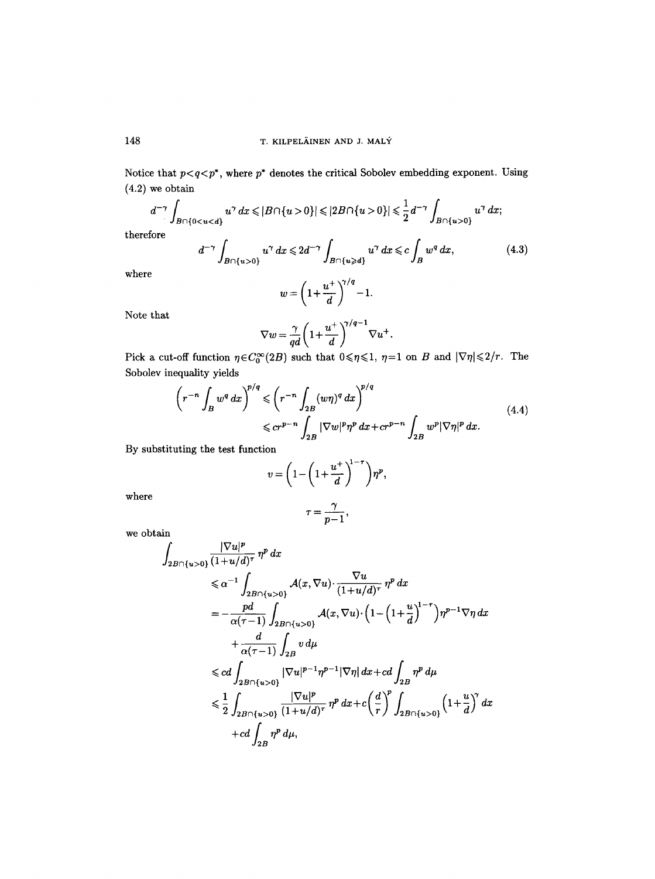Notice that $p<q<p^*$, where $p^*$ denotes the critical Sobolev embedding exponent. Using (4.2) we obtain

$$d^{-\gamma}\int_{B\cap\{0<u<d\}} u^\gamma\,dx \leqslant |B\cap\{u>0\}| \leqslant |2B\cap\{u>0\}| \leqslant \frac{1}{2}d^{-\gamma}\int_{B\cap\{u>0\}} u^\gamma\,dx;$$

therefore

$$d^{-\gamma}\int_{B\cap\{u>0\}} u^\gamma\,dx \leqslant 2d^{-\gamma}\int_{B\cap\{u\geqslant d\}} u^\gamma\,dx \leqslant c\int_B w^q\,dx, \tag{4.3}$$

where

$$w=\left(1+\frac{u^+}{d}\right)^{\gamma/q}-1.$$

Note that

$$\nabla w = \frac{\gamma}{qd}\left(1+\frac{u^+}{d}\right)^{\gamma/q-1}\nabla u^+.$$

Pick a cut-off function $\eta\in C_0^\infty(2B)$ such that $0\leqslant\eta\leqslant 1$, $\eta=1$ on $B$ and $|\nabla\eta|\leqslant 2/r$. The Sobolev inequality yields

$$\begin{aligned}\left(r^{-n}\int_B w^q\,dx\right)^{p/q} &\leqslant \left(r^{-n}\int_{2B}(w\eta)^q\,dx\right)^{p/q}\\ &\leqslant cr^{p-n}\int_{2B}|\nabla w|^p\eta^p\,dx + cr^{p-n}\int_{2B} w^p|\nabla\eta|^p\,dx.\end{aligned} \tag{4.4}$$

By substituting the test function

$$v=\left(1-\left(1+\frac{u^+}{d}\right)^{1-\tau}\right)\eta^p,$$

where

$$\tau=\frac{\gamma}{p-1},$$

we obtain

$$\begin{aligned}&\int_{2B\cap\{u>0\}}\frac{|\nabla u|^p}{(1+u/d)^\tau}\eta^p\,dx\\ &\quad\leqslant \alpha^{-1}\int_{2B\cap\{u>0\}}\mathcal{A}(x,\nabla u)\cdot\frac{\nabla u}{(1+u/d)^\tau}\eta^p\,dx\\ &\quad= -\frac{pd}{\alpha(\tau-1)}\int_{2B\cap\{u>0\}}\mathcal{A}(x,\nabla u)\cdot\left(1-\left(1+\frac{u}{d}\right)^{1-\tau}\right)\eta^{p-1}\nabla\eta\,dx\\ &\qquad+\frac{d}{\alpha(\tau-1)}\int_{2B} v\,d\mu\\ &\quad\leqslant cd\int_{2B\cap\{u>0\}}|\nabla u|^{p-1}\eta^{p-1}|\nabla\eta|\,dx + cd\int_{2B}\eta^p\,d\mu\\ &\quad\leqslant \frac{1}{2}\int_{2B\cap\{u>0\}}\frac{|\nabla u|^p}{(1+u/d)^\tau}\eta^p\,dx + c\left(\frac{d}{r}\right)^p\int_{2B\cap\{u>0\}}\left(1+\frac{u}{d}\right)^\gamma dx\\ &\qquad+cd\int_{2B}\eta^p\,d\mu,\end{aligned}$$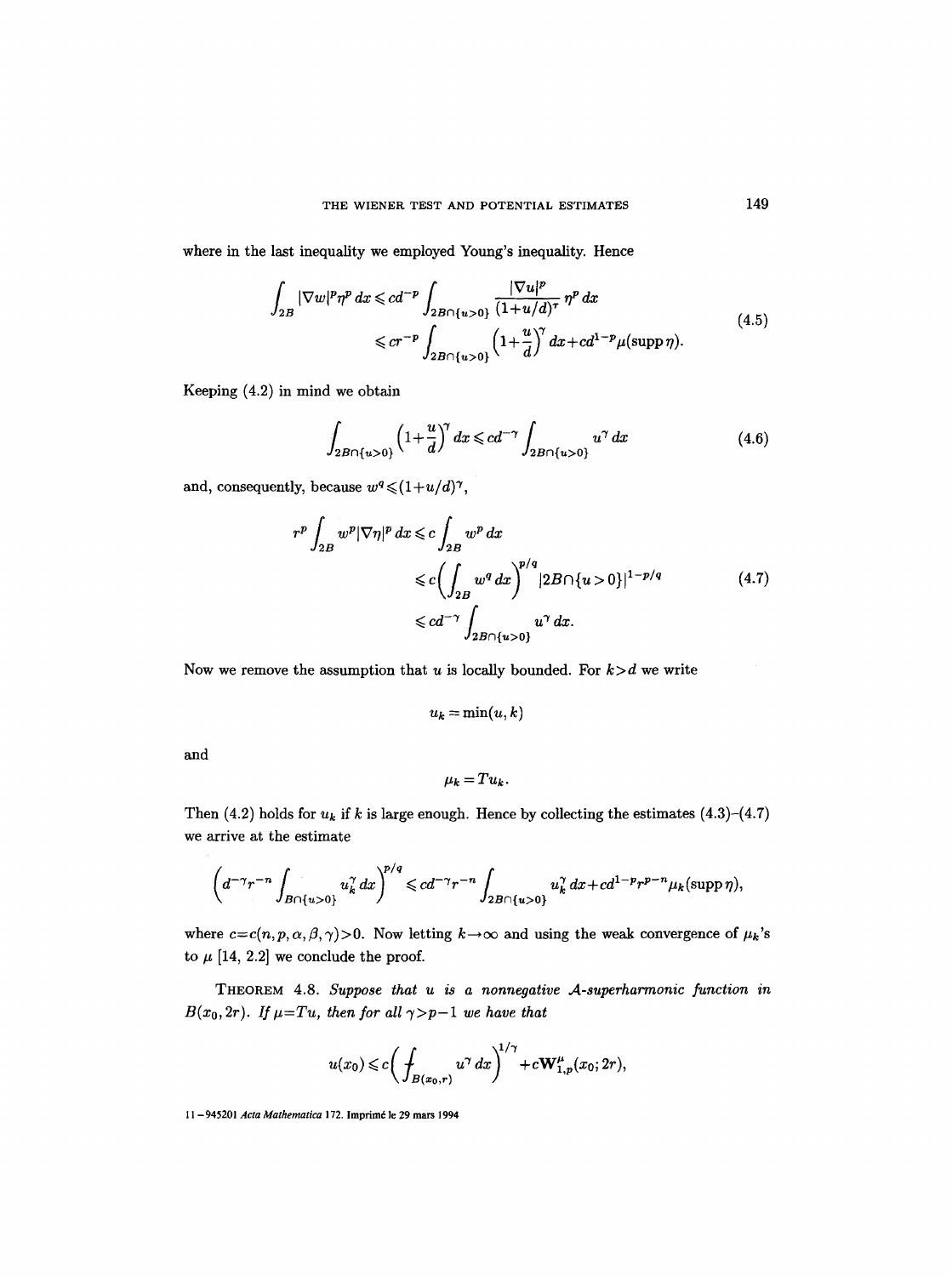where in the last inequality we employed Young's inequality. Hence

$$
\begin{aligned}
\int_{2B} |\nabla w|^p \eta^p \, dx &\leqslant c d^{-p} \int_{2B\cap\{u>0\}} \frac{|\nabla u|^p}{(1+u/d)^\tau} \eta^p \, dx \\
&\leqslant c r^{-p} \int_{2B\cap\{u>0\}} \Big(1+\frac{u}{d}\Big)^\gamma dx + c d^{1-p} \mu(\operatorname{supp}\eta).
\end{aligned}
\tag{4.5}
$$

Keeping (4.2) in mind we obtain

$$
\int_{2B\cap\{u>0\}} \Big(1+\frac{u}{d}\Big)^\gamma dx \leqslant c d^{-\gamma} \int_{2B\cap\{u>0\}} u^\gamma \, dx \tag{4.6}
$$

and, consequently, because $w^q \leqslant (1+u/d)^\gamma$,

$$
\begin{aligned}
r^p \int_{2B} w^p |\nabla \eta|^p \, dx &\leqslant c \int_{2B} w^p \, dx \\
&\leqslant c \Big( \int_{2B} w^q \, dx \Big)^{p/q} |2B\cap\{u>0\}|^{1-p/q} \\
&\leqslant c d^{-\gamma} \int_{2B\cap\{u>0\}} u^\gamma \, dx.
\end{aligned}
\tag{4.7}
$$

Now we remove the assumption that $u$ is locally bounded. For $k>d$ we write

$$
u_k = \min(u,k)
$$

and

$$
\mu_k = T u_k.
$$

Then (4.2) holds for $u_k$ if $k$ is large enough. Hence by collecting the estimates (4.3)–(4.7) we arrive at the estimate

$$
\Big( d^{-\gamma} r^{-n} \int_{B\cap\{u>0\}} u_k^\gamma \, dx \Big)^{p/q} \leqslant c d^{-\gamma} r^{-n} \int_{2B\cap\{u>0\}} u_k^\gamma \, dx + c d^{1-p} r^{p-n} \mu_k(\operatorname{supp}\eta),
$$

where $c=c(n,p,\alpha,\beta,\gamma)>0$. Now letting $k\to\infty$ and using the weak convergence of $\mu_k$'s to $\mu$ [14, 2.2] we conclude the proof.

THEOREM 4.8. *Suppose that $u$ is a nonnegative $\mathcal{A}$-superharmonic function in $B(x_0,2r)$. If $\mu=Tu$, then for all $\gamma>p-1$ we have that*

$$
u(x_0) \leqslant c \Big( \fint_{B(x_0,r)} u^\gamma \, dx \Big)^{1/\gamma} + c \mathbf{W}^\mu_{1,p}(x_0; 2r),
$$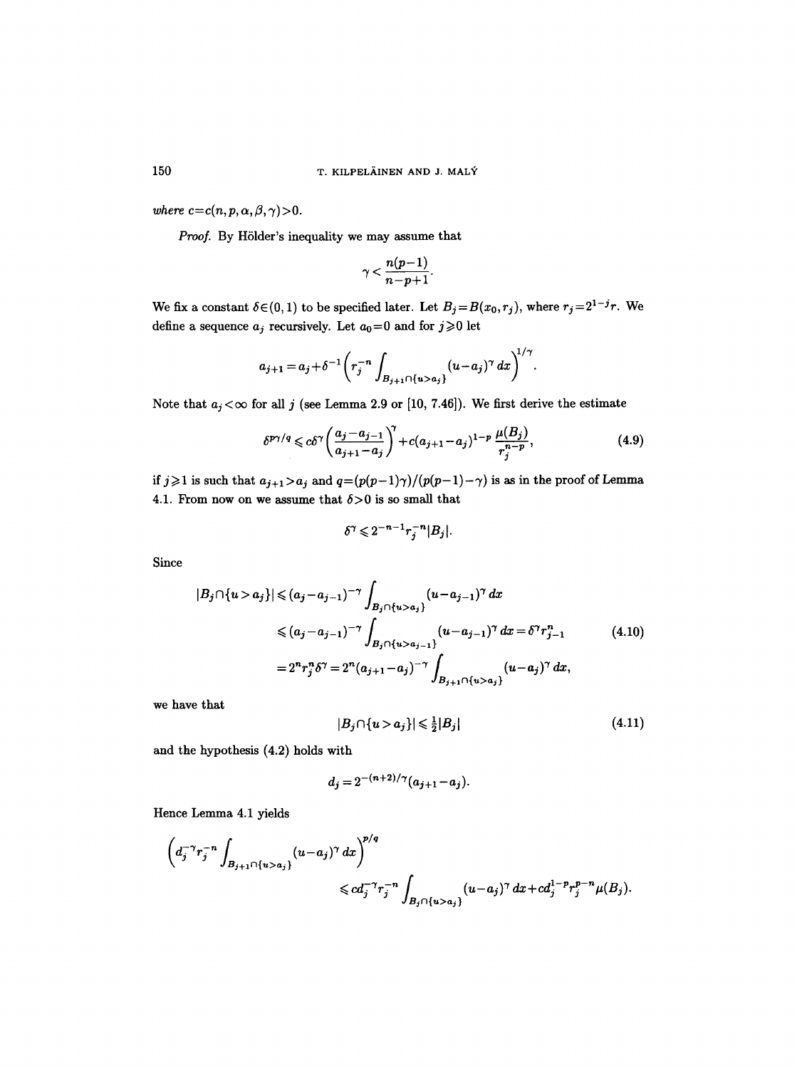*where* $c=c(n,p,\alpha,\beta,\gamma)>0$.

*Proof.* By Hölder's inequality we may assume that

$$\gamma < \frac{n(p-1)}{n-p+1}.$$

We fix a constant $\delta\in(0,1)$ to be specified later. Let $B_j=B(x_0,r_j)$, where $r_j=2^{1-j}r$. We define a sequence $a_j$ recursively. Let $a_0=0$ and for $j\geqslant 0$ let

$$a_{j+1}=a_j+\delta^{-1}\left(r_j^{-n}\int_{B_{j+1}\cap\{u>a_j\}}(u-a_j)^\gamma\,dx\right)^{1/\gamma}.$$

Note that $a_j<\infty$ for all $j$ (see Lemma 2.9 or [10, 7.46]). We first derive the estimate

$$\delta^{p\gamma/q}\leqslant c\delta^\gamma\left(\frac{a_j-a_{j-1}}{a_{j+1}-a_j}\right)^\gamma+c(a_{j+1}-a_j)^{1-p}\,\frac{\mu(B_j)}{r_j^{n-p}},\tag{4.9}$$

if $j\geqslant 1$ is such that $a_{j+1}>a_j$ and $q=(p(p-1)\gamma)/(p(p-1)-\gamma)$ is as in the proof of Lemma 4.1. From now on we assume that $\delta>0$ is so small that

$$\delta^\gamma\leqslant 2^{-n-1}r_j^{-n}|B_j|.$$

Since

$$\begin{aligned}
|B_j\cap\{u>a_j\}| &\leqslant (a_j-a_{j-1})^{-\gamma}\int_{B_j\cap\{u>a_j\}}(u-a_{j-1})^\gamma\,dx\\
&\leqslant (a_j-a_{j-1})^{-\gamma}\int_{B_j\cap\{u>a_{j-1}\}}(u-a_{j-1})^\gamma\,dx=\delta^\gamma r_{j-1}^n \qquad (4.10)\\
&=2^n r_j^n\delta^\gamma=2^n(a_{j+1}-a_j)^{-\gamma}\int_{B_{j+1}\cap\{u>a_j\}}(u-a_j)^\gamma\,dx,
\end{aligned}$$

we have that

$$|B_j\cap\{u>a_j\}|\leqslant \tfrac{1}{2}|B_j|\tag{4.11}$$

and the hypothesis (4.2) holds with

$$d_j=2^{-(n+2)/\gamma}(a_{j+1}-a_j).$$

Hence Lemma 4.1 yields

$$\left(d_j^{-\gamma}r_j^{-n}\int_{B_{j+1}\cap\{u>a_j\}}(u-a_j)^\gamma\,dx\right)^{p/q}\leqslant c d_j^{-\gamma}r_j^{-n}\int_{B_j\cap\{u>a_j\}}(u-a_j)^\gamma\,dx+cd_j^{1-p}r_j^{p-n}\mu(B_j).$$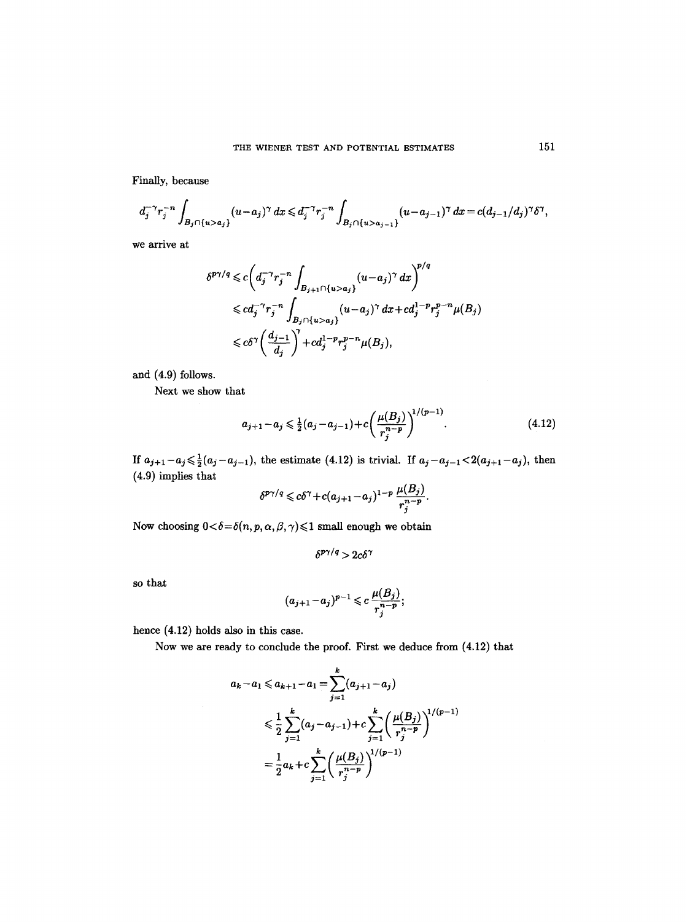Finally, because

$$d_j^{-\gamma} r_j^{-n} \int_{B_j \cap \{u > a_j\}} (u - a_j)^\gamma \, dx \leqslant d_j^{-\gamma} r_j^{-n} \int_{B_j \cap \{u > a_{j-1}\}} (u - a_{j-1})^\gamma \, dx = c(d_{j-1}/d_j)^\gamma \delta^\gamma,$$

we arrive at

$$\begin{aligned}
\delta^{p\gamma/q} &\leqslant c\left( d_j^{-\gamma} r_j^{-n} \int_{B_{j+1} \cap \{u > a_j\}} (u - a_j)^\gamma \, dx \right)^{p/q} \\
&\leqslant c d_j^{-\gamma} r_j^{-n} \int_{B_j \cap \{u > a_j\}} (u - a_j)^\gamma \, dx + c d_j^{1-p} r_j^{p-n} \mu(B_j) \\
&\leqslant c \delta^\gamma \left( \frac{d_{j-1}}{d_j} \right)^\gamma + c d_j^{1-p} r_j^{p-n} \mu(B_j),
\end{aligned}$$

and (4.9) follows.

Next we show that

$$a_{j+1} - a_j \leqslant \tfrac{1}{2}(a_j - a_{j-1}) + c\left( \frac{\mu(B_j)}{r_j^{n-p}} \right)^{1/(p-1)}. \tag{4.12}$$

If $a_{j+1} - a_j \leqslant \frac{1}{2}(a_j - a_{j-1})$, the estimate (4.12) is trivial. If $a_j - a_{j-1} < 2(a_{j+1} - a_j)$, then (4.9) implies that

$$\delta^{p\gamma/q} \leqslant c\delta^\gamma + c(a_{j+1} - a_j)^{1-p} \frac{\mu(B_j)}{r_j^{n-p}}.$$

Now choosing $0 < \delta = \delta(n, p, \alpha, \beta, \gamma) \leqslant 1$ small enough we obtain

$$\delta^{p\gamma/q} > 2c\delta^\gamma$$

so that

$$(a_{j+1} - a_j)^{p-1} \leqslant c \frac{\mu(B_j)}{r_j^{n-p}};$$

hence (4.12) holds also in this case.

Now we are ready to conclude the proof. First we deduce from (4.12) that

$$\begin{aligned}
a_k - a_1 \leqslant a_{k+1} - a_1 &= \sum_{j=1}^{k} (a_{j+1} - a_j) \\
&\leqslant \frac{1}{2} \sum_{j=1}^{k} (a_j - a_{j-1}) + c \sum_{j=1}^{k} \left( \frac{\mu(B_j)}{r_j^{n-p}} \right)^{1/(p-1)} \\
&= \frac{1}{2} a_k + c \sum_{j=1}^{k} \left( \frac{\mu(B_j)}{r_j^{n-p}} \right)^{1/(p-1)}
\end{aligned}$$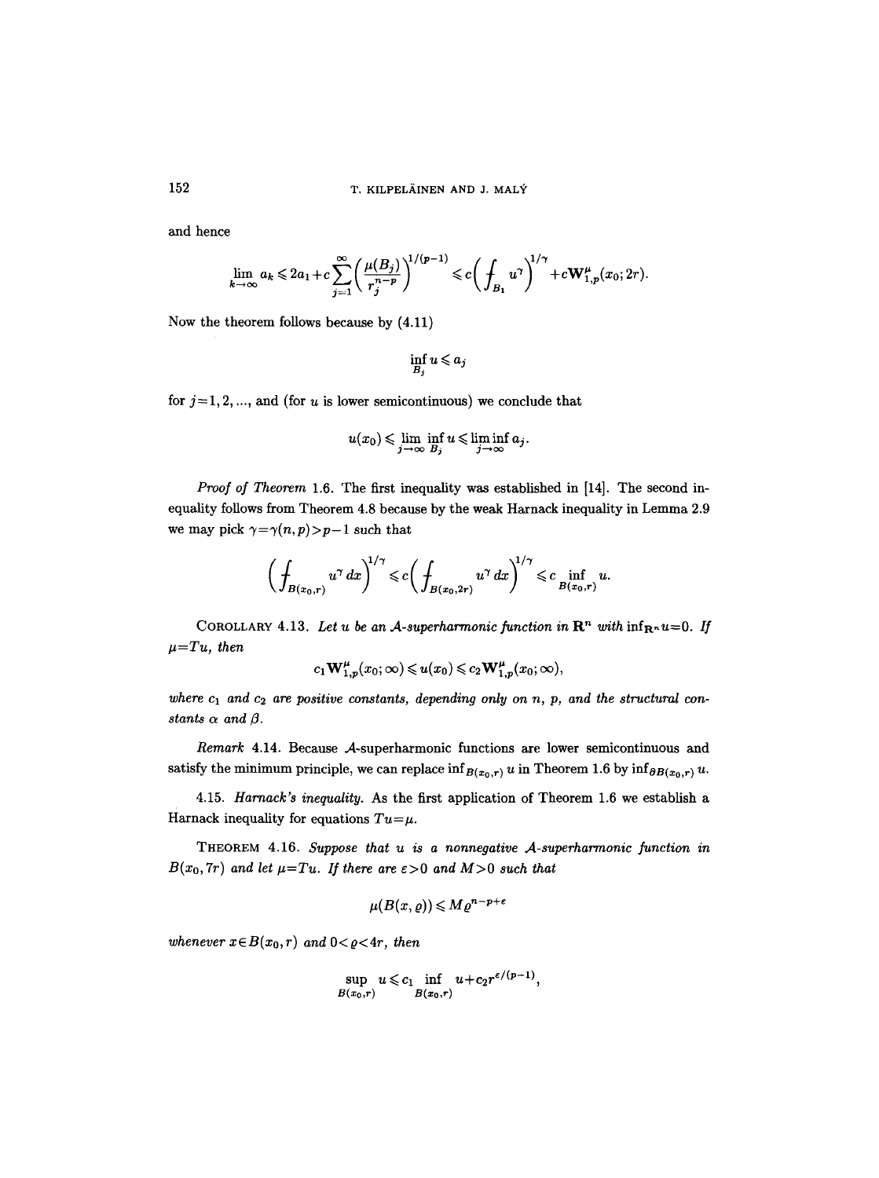and hence

$$\lim_{k\to\infty} a_k \leqslant 2a_1 + c\sum_{j=1}^{\infty}\left(\frac{\mu(B_j)}{r_j^{n-p}}\right)^{1/(p-1)} \leqslant c\left(\fint_{B_1} u^\gamma\right)^{1/\gamma} + c\mathbf{W}_{1,p}^{\mu}(x_0;2r).$$

Now the theorem follows because by (4.11)

$$\inf_{B_j} u \leqslant a_j$$

for $j=1,2,\ldots$, and (for $u$ is lower semicontinuous) we conclude that

$$u(x_0) \leqslant \lim_{j\to\infty}\inf_{B_j} u \leqslant \liminf_{j\to\infty} a_j.$$

*Proof of Theorem* 1.6. The first inequality was established in [14]. The second inequality follows from Theorem 4.8 because by the weak Harnack inequality in Lemma 2.9 we may pick $\gamma=\gamma(n,p)>p-1$ such that

$$\left(\fint_{B(x_0,r)} u^\gamma\,dx\right)^{1/\gamma} \leqslant c\left(\fint_{B(x_0,2r)} u^\gamma\,dx\right)^{1/\gamma} \leqslant c\inf_{B(x_0,r)} u.$$

COROLLARY 4.13. *Let $u$ be an $\mathcal{A}$-superharmonic function in $\mathbf{R}^n$ with $\inf_{\mathbf{R}^n} u=0$. If $\mu=Tu$, then*

$$c_1\mathbf{W}_{1,p}^{\mu}(x_0;\infty) \leqslant u(x_0) \leqslant c_2\mathbf{W}_{1,p}^{\mu}(x_0;\infty),$$

*where $c_1$ and $c_2$ are positive constants, depending only on $n$, $p$, and the structural constants $\alpha$ and $\beta$.*

*Remark* 4.14. Because $\mathcal{A}$-superharmonic functions are lower semicontinuous and satisfy the minimum principle, we can replace $\inf_{B(x_0,r)} u$ in Theorem 1.6 by $\inf_{\partial B(x_0,r)} u$.

4.15. *Harnack's inequality.* As the first application of Theorem 1.6 we establish a Harnack inequality for equations $Tu=\mu$.

THEOREM 4.16. *Suppose that $u$ is a nonnegative $\mathcal{A}$-superharmonic function in $B(x_0,7r)$ and let $\mu=Tu$. If there are $\varepsilon>0$ and $M>0$ such that*

$$\mu(B(x,\varrho)) \leqslant M\varrho^{n-p+\varepsilon}$$

*whenever $x\in B(x_0,r)$ and $0<\varrho<4r$, then*

$$\sup_{B(x_0,r)} u \leqslant c_1\inf_{B(x_0,r)} u + c_2 r^{\varepsilon/(p-1)},$$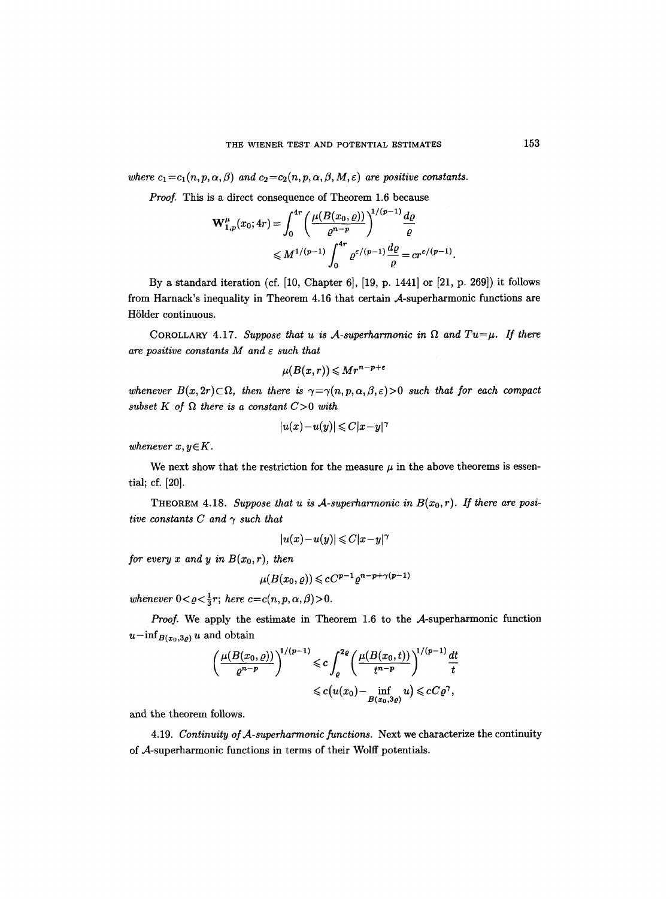where $c_1 = c_1(n, p, \alpha, \beta)$ and $c_2 = c_2(n, p, \alpha, \beta, M, \varepsilon)$ are positive constants.

*Proof.* This is a direct consequence of Theorem 1.6 because

$$\mathbf{W}^{\mu}_{1,p}(x_0; 4r) = \int_0^{4r} \left( \frac{\mu(B(x_0, \varrho))}{\varrho^{n-p}} \right)^{1/(p-1)} \frac{d\varrho}{\varrho}$$
$$\leqslant M^{1/(p-1)} \int_0^{4r} \varrho^{\varepsilon/(p-1)} \frac{d\varrho}{\varrho} = cr^{\varepsilon/(p-1)}.$$

By a standard iteration (cf. [10, Chapter 6], [19, p. 1441] or [21, p. 269]) it follows from Harnack's inequality in Theorem 4.16 that certain $\mathcal{A}$-superharmonic functions are Hölder continuous.

COROLLARY 4.17. *Suppose that $u$ is $\mathcal{A}$-superharmonic in $\Omega$ and $Tu = \mu$. If there are positive constants $M$ and $\varepsilon$ such that*

$$\mu(B(x, r)) \leqslant Mr^{n-p+\varepsilon}$$

*whenever $B(x, 2r) \subset \Omega$, then there is $\gamma = \gamma(n, p, \alpha, \beta, \varepsilon) > 0$ such that for each compact subset $K$ of $\Omega$ there is a constant $C > 0$ with*

$$|u(x) - u(y)| \leqslant C|x - y|^{\gamma}$$

*whenever $x, y \in K$.*

We next show that the restriction for the measure $\mu$ in the above theorems is essential; cf. [20].

THEOREM 4.18. *Suppose that $u$ is $\mathcal{A}$-superharmonic in $B(x_0, r)$. If there are positive constants $C$ and $\gamma$ such that*

$$|u(x) - u(y)| \leqslant C|x - y|^{\gamma}$$

*for every $x$ and $y$ in $B(x_0, r)$, then*

$$\mu(B(x_0, \varrho)) \leqslant cC^{p-1} \varrho^{n-p+\gamma(p-1)}$$

*whenever $0 < \varrho < \frac{1}{3}r$; here $c = c(n, p, \alpha, \beta) > 0$.*

*Proof.* We apply the estimate in Theorem 1.6 to the $\mathcal{A}$-superharmonic function $u - \inf_{B(x_0, 3\varrho)} u$ and obtain

$$\left( \frac{\mu(B(x_0, \varrho))}{\varrho^{n-p}} \right)^{1/(p-1)} \leqslant c \int_{\varrho}^{2\varrho} \left( \frac{\mu(B(x_0, t))}{t^{n-p}} \right)^{1/(p-1)} \frac{dt}{t}$$
$$\leqslant c\big(u(x_0) - \inf_{B(x_0, 3\varrho)} u\big) \leqslant cC\varrho^{\gamma},$$

and the theorem follows.

4.19. *Continuity of $\mathcal{A}$-superharmonic functions.* Next we characterize the continuity of $\mathcal{A}$-superharmonic functions in terms of their Wolff potentials.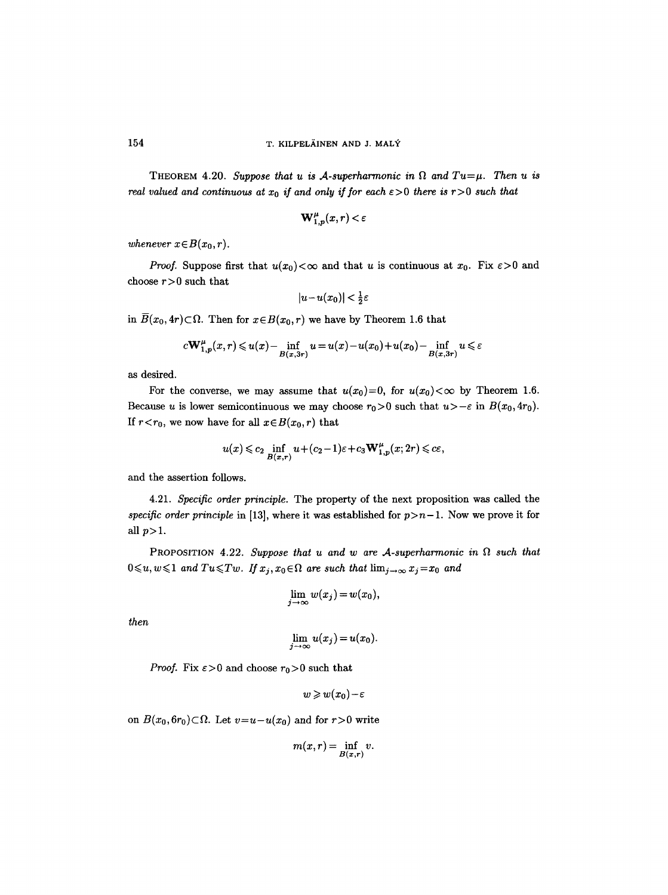THEOREM 4.20. *Suppose that $u$ is $\mathcal{A}$-superharmonic in $\Omega$ and $Tu=\mu$. Then $u$ is real valued and continuous at $x_0$ if and only if for each $\varepsilon>0$ there is $r>0$ such that*

$$\mathbf{W}^{\mu}_{1,p}(x,r)<\varepsilon$$

*whenever $x\in B(x_0,r)$.*

*Proof.* Suppose first that $u(x_0)<\infty$ and that $u$ is continuous at $x_0$. Fix $\varepsilon>0$ and choose $r>0$ such that

$$|u-u(x_0)|<\tfrac{1}{2}\varepsilon$$

in $\overline{B}(x_0,4r)\subset\Omega$. Then for $x\in B(x_0,r)$ we have by Theorem 1.6 that

$$c\mathbf{W}^{\mu}_{1,p}(x,r)\leqslant u(x)-\inf_{B(x,3r)}u=u(x)-u(x_0)+u(x_0)-\inf_{B(x,3r)}u\leqslant\varepsilon$$

as desired.

For the converse, we may assume that $u(x_0)=0$, for $u(x_0)<\infty$ by Theorem 1.6. Because $u$ is lower semicontinuous we may choose $r_0>0$ such that $u>-\varepsilon$ in $B(x_0,4r_0)$. If $r<r_0$, we now have for all $x\in B(x_0,r)$ that

$$u(x)\leqslant c_2\inf_{B(x,r)}u+(c_2-1)\varepsilon+c_3\mathbf{W}^{\mu}_{1,p}(x;2r)\leqslant c\varepsilon,$$

and the assertion follows.

4.21. *Specific order principle.* The property of the next proposition was called the *specific order principle* in [13], where it was established for $p>n-1$. Now we prove it for all $p>1$.

PROPOSITION 4.22. *Suppose that $u$ and $w$ are $\mathcal{A}$-superharmonic in $\Omega$ such that $0\leqslant u,w\leqslant 1$ and $Tu\leqslant Tw$. If $x_j,x_0\in\Omega$ are such that $\lim_{j\to\infty}x_j=x_0$ and*

$$\lim_{j\to\infty}w(x_j)=w(x_0),$$

*then*

$$\lim_{j\to\infty}u(x_j)=u(x_0).$$

*Proof.* Fix $\varepsilon>0$ and choose $r_0>0$ such that

$$w\geqslant w(x_0)-\varepsilon$$

on $B(x_0,6r_0)\subset\Omega$. Let $v=u-u(x_0)$ and for $r>0$ write

$$m(x,r)=\inf_{B(x,r)}v.$$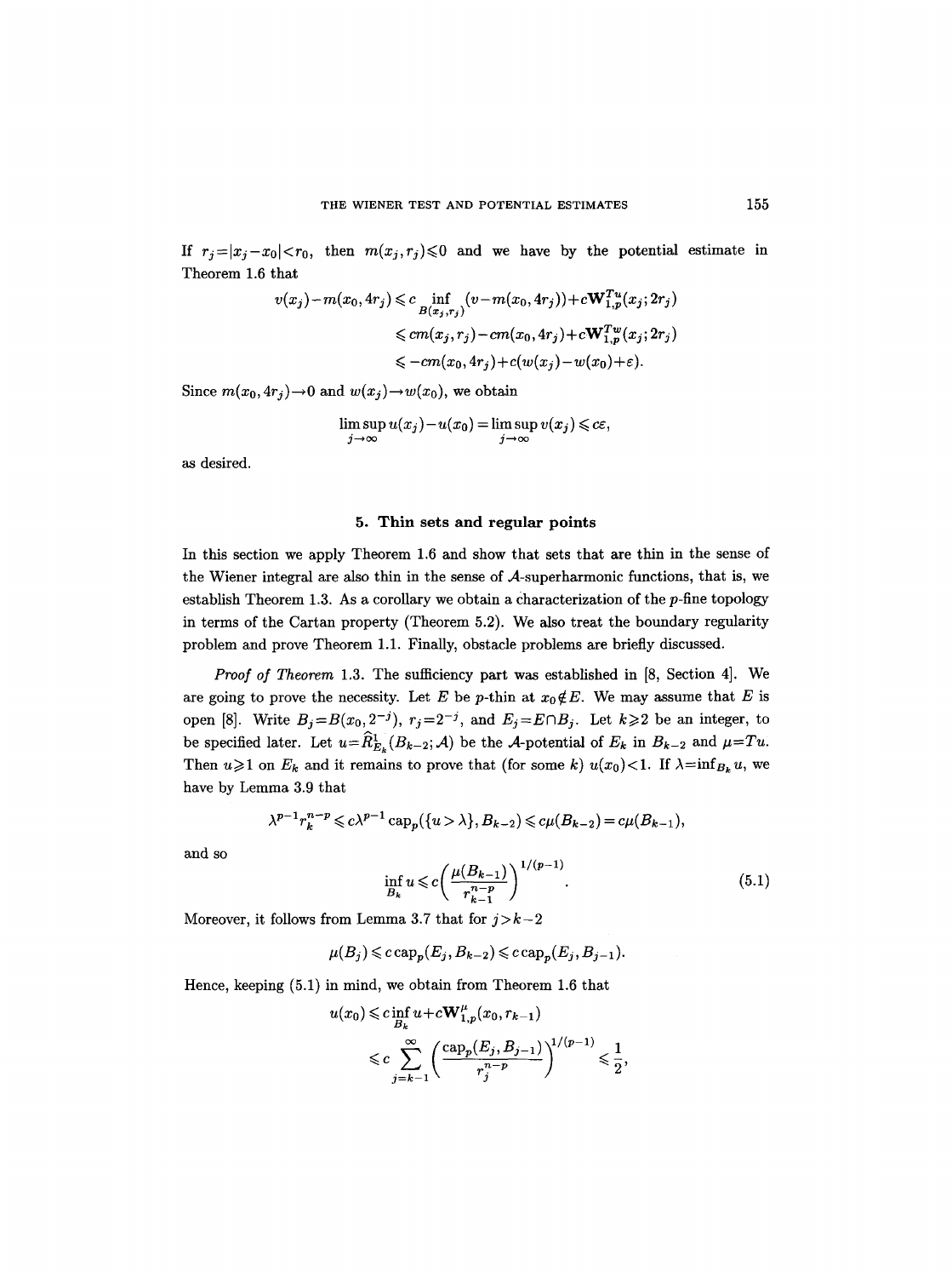If $r_j=|x_j-x_0|<r_0$, then $m(x_j,r_j)\leqslant 0$ and we have by the potential estimate in Theorem 1.6 that

$$
\begin{aligned}
v(x_j)-m(x_0,4r_j) &\leqslant c\inf_{B(x_j,r_j)}(v-m(x_0,4r_j))+c\mathbf{W}^{Tu}_{1,p}(x_j;2r_j)\\
&\leqslant cm(x_j,r_j)-cm(x_0,4r_j)+c\mathbf{W}^{Tw}_{1,p}(x_j;2r_j)\\
&\leqslant -cm(x_0,4r_j)+c(w(x_j)-w(x_0)+\varepsilon).
\end{aligned}
$$

Since $m(x_0,4r_j)\to 0$ and $w(x_j)\to w(x_0)$, we obtain

$$
\limsup_{j\to\infty} u(x_j)-u(x_0)=\limsup_{j\to\infty} v(x_j)\leqslant c\varepsilon,
$$

as desired.

## 5. Thin sets and regular points

In this section we apply Theorem 1.6 and show that sets that are thin in the sense of the Wiener integral are also thin in the sense of $\mathcal{A}$-superharmonic functions, that is, we establish Theorem 1.3. As a corollary we obtain a characterization of the $p$-fine topology in terms of the Cartan property (Theorem 5.2). We also treat the boundary regularity problem and prove Theorem 1.1. Finally, obstacle problems are briefly discussed.

*Proof of Theorem* 1.3. The sufficiency part was established in [8, Section 4]. We are going to prove the necessity. Let $E$ be $p$-thin at $x_0\notin E$. We may assume that $E$ is open [8]. Write $B_j=B(x_0,2^{-j})$, $r_j=2^{-j}$, and $E_j=E\cap B_j$. Let $k\geqslant 2$ be an integer, to be specified later. Let $u=\widehat{R}^1_{E_k}(B_{k-2};\mathcal{A})$ be the $\mathcal{A}$-potential of $E_k$ in $B_{k-2}$ and $\mu=Tu$. Then $u\geqslant 1$ on $E_k$ and it remains to prove that (for some $k$) $u(x_0)<1$. If $\lambda=\inf_{B_k}u$, we have by Lemma 3.9 that

$$
\lambda^{p-1}r_k^{n-p}\leqslant c\lambda^{p-1}\operatorname{cap}_p(\{u>\lambda\},B_{k-2})\leqslant c\mu(B_{k-2})=c\mu(B_{k-1}),
$$

and so

$$
\inf_{B_k}u\leqslant c\biggl(\frac{\mu(B_{k-1})}{r_{k-1}^{n-p}}\biggr)^{1/(p-1)}. \tag{5.1}
$$

Moreover, it follows from Lemma 3.7 that for $j>k-2$

$$
\mu(B_j)\leqslant c\operatorname{cap}_p(E_j,B_{k-2})\leqslant c\operatorname{cap}_p(E_j,B_{j-1}).
$$

Hence, keeping (5.1) in mind, we obtain from Theorem 1.6 that

$$
\begin{aligned}
u(x_0)&\leqslant c\inf_{B_k}u+c\mathbf{W}^{\mu}_{1,p}(x_0,r_{k-1})\\
&\leqslant c\sum_{j=k-1}^{\infty}\biggl(\frac{\operatorname{cap}_p(E_j,B_{j-1})}{r_j^{n-p}}\biggr)^{1/(p-1)}\leqslant\frac{1}{2},
\end{aligned}
$$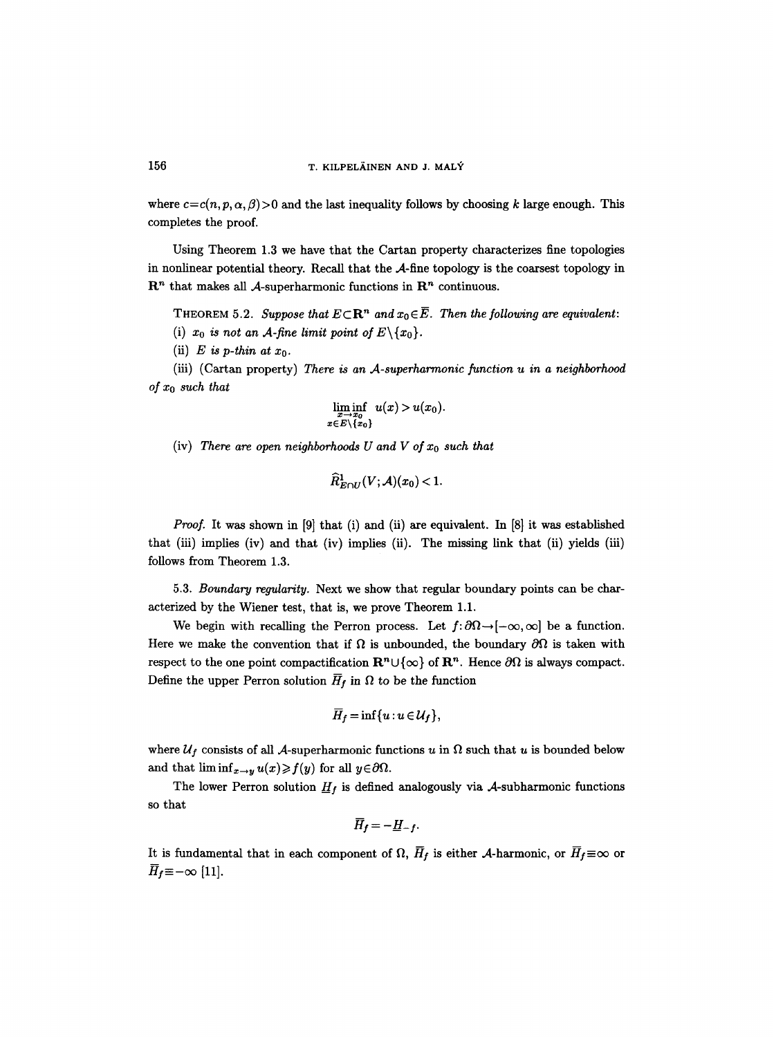where $c=c(n,p,\alpha,\beta)>0$ and the last inequality follows by choosing $k$ large enough. This completes the proof.

Using Theorem 1.3 we have that the Cartan property characterizes fine topologies in nonlinear potential theory. Recall that the $\mathcal{A}$-fine topology is the coarsest topology in $\mathbf{R}^n$ that makes all $\mathcal{A}$-superharmonic functions in $\mathbf{R}^n$ continuous.

THEOREM 5.2. *Suppose that $E\subset\mathbf{R}^n$ and $x_0\in\overline{E}$. Then the following are equivalent:*

(i) *$x_0$ is not an $\mathcal{A}$-fine limit point of $E\setminus\{x_0\}$.*

(ii) *$E$ is $p$-thin at $x_0$.*

(iii) (Cartan property) *There is an $\mathcal{A}$-superharmonic function $u$ in a neighborhood of $x_0$ such that*

$$\liminf_{\substack{x\to x_0\\ x\in E\setminus\{x_0\}}} u(x) > u(x_0).$$

(iv) *There are open neighborhoods $U$ and $V$ of $x_0$ such that*

$$\widehat{R}^1_{E\cap U}(V;\mathcal{A})(x_0)<1.$$

*Proof.* It was shown in [9] that (i) and (ii) are equivalent. In [8] it was established that (iii) implies (iv) and that (iv) implies (ii). The missing link that (ii) yields (iii) follows from Theorem 1.3.

5.3. *Boundary regularity.* Next we show that regular boundary points can be characterized by the Wiener test, that is, we prove Theorem 1.1.

We begin with recalling the Perron process. Let $f\colon\partial\Omega\to[-\infty,\infty]$ be a function. Here we make the convention that if $\Omega$ is unbounded, the boundary $\partial\Omega$ is taken with respect to the one point compactification $\mathbf{R}^n\cup\{\infty\}$ of $\mathbf{R}^n$. Hence $\partial\Omega$ is always compact. Define the upper Perron solution $\overline{H}_f$ in $\Omega$ to be the function

$$\overline{H}_f=\inf\{u:u\in\mathcal{U}_f\},$$

where $\mathcal{U}_f$ consists of all $\mathcal{A}$-superharmonic functions $u$ in $\Omega$ such that $u$ is bounded below and that $\liminf_{x\to y}u(x)\geqslant f(y)$ for all $y\in\partial\Omega$.

The lower Perron solution $\underline{H}_f$ is defined analogously via $\mathcal{A}$-subharmonic functions so that

$$\overline{H}_f=-\underline{H}_{-f}.$$

It is fundamental that in each component of $\Omega$, $\overline{H}_f$ is either $\mathcal{A}$-harmonic, or $\overline{H}_f\equiv\infty$ or $\overline{H}_f\equiv-\infty$ [11].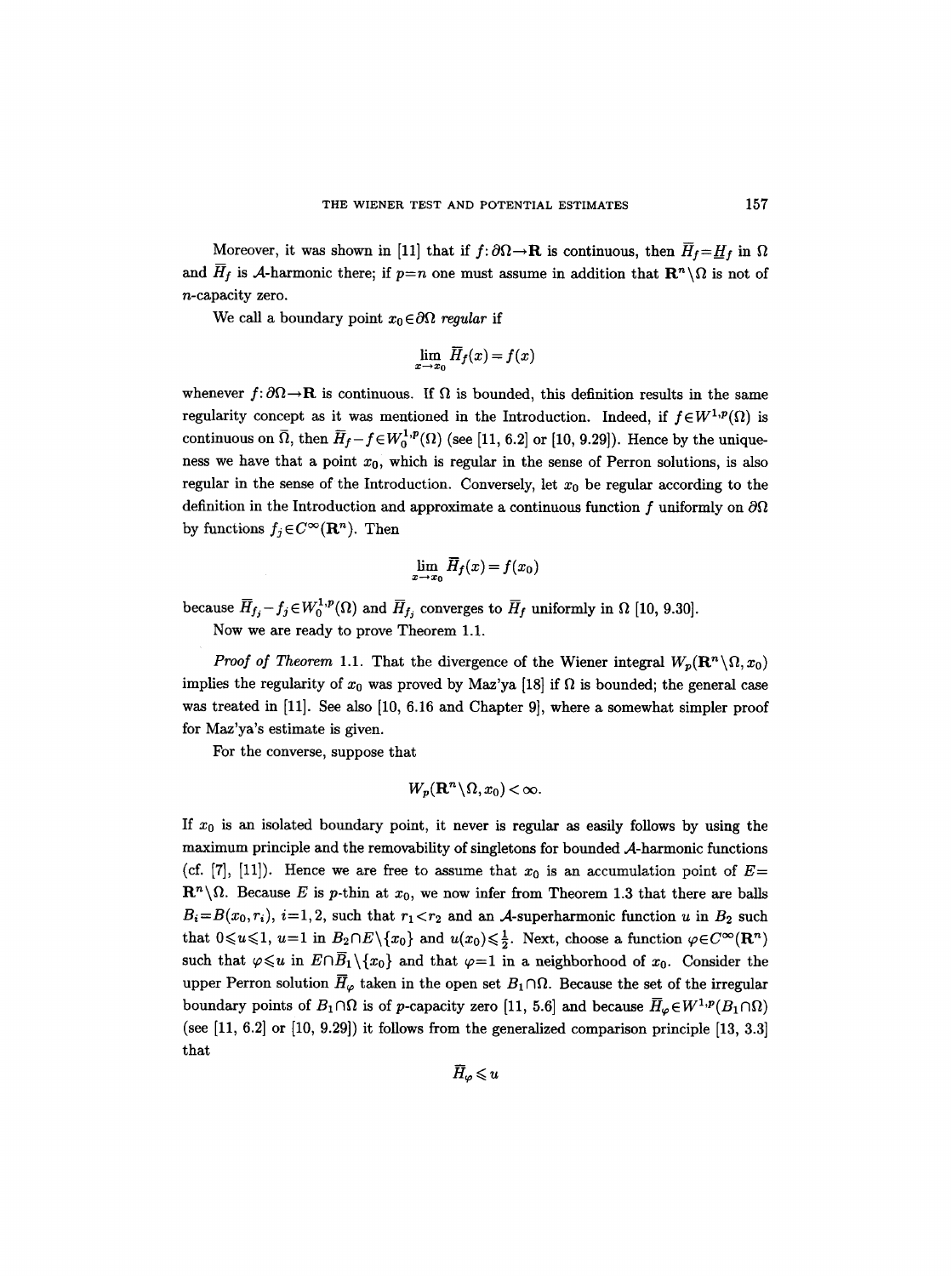Moreover, it was shown in [11] that if $f:\partial\Omega\to\mathbf{R}$ is continuous, then $\overline{H}_f=\underline{H}_f$ in $\Omega$ and $\overline{H}_f$ is $\mathcal{A}$-harmonic there; if $p=n$ one must assume in addition that $\mathbf{R}^n\setminus\Omega$ is not of $n$-capacity zero.

We call a boundary point $x_0\in\partial\Omega$ *regular* if

$$\lim_{x\to x_0}\overline{H}_f(x)=f(x)$$

whenever $f:\partial\Omega\to\mathbf{R}$ is continuous. If $\Omega$ is bounded, this definition results in the same regularity concept as it was mentioned in the Introduction. Indeed, if $f\in W^{1,p}(\Omega)$ is continuous on $\overline{\Omega}$, then $\overline{H}_f-f\in W_0^{1,p}(\Omega)$ (see [11, 6.2] or [10, 9.29]). Hence by the uniqueness we have that a point $x_0$, which is regular in the sense of Perron solutions, is also regular in the sense of the Introduction. Conversely, let $x_0$ be regular according to the definition in the Introduction and approximate a continuous function $f$ uniformly on $\partial\Omega$ by functions $f_j\in C^\infty(\mathbf{R}^n)$. Then

$$\lim_{x\to x_0}\overline{H}_f(x)=f(x_0)$$

because $\overline{H}_{f_j}-f_j\in W_0^{1,p}(\Omega)$ and $\overline{H}_{f_j}$ converges to $\overline{H}_f$ uniformly in $\Omega$ [10, 9.30].

Now we are ready to prove Theorem 1.1.

*Proof of Theorem* 1.1. That the divergence of the Wiener integral $W_p(\mathbf{R}^n\setminus\Omega,x_0)$ implies the regularity of $x_0$ was proved by Maz'ya [18] if $\Omega$ is bounded; the general case was treated in [11]. See also [10, 6.16 and Chapter 9], where a somewhat simpler proof for Maz'ya's estimate is given.

For the converse, suppose that

$$W_p(\mathbf{R}^n\setminus\Omega,x_0)<\infty.$$

If $x_0$ is an isolated boundary point, it never is regular as easily follows by using the maximum principle and the removability of singletons for bounded $\mathcal{A}$-harmonic functions (cf. [7], [11]). Hence we are free to assume that $x_0$ is an accumulation point of $E=\mathbf{R}^n\setminus\Omega$. Because $E$ is $p$-thin at $x_0$, we now infer from Theorem 1.3 that there are balls $B_i=B(x_0,r_i)$, $i=1,2$, such that $r_1<r_2$ and an $\mathcal{A}$-superharmonic function $u$ in $B_2$ such that $0\leqslant u\leqslant 1$, $u=1$ in $B_2\cap E\setminus\{x_0\}$ and $u(x_0)\leqslant\frac{1}{2}$. Next, choose a function $\varphi\in C^\infty(\mathbf{R}^n)$ such that $\varphi\leqslant u$ in $E\cap\overline{B}_1\setminus\{x_0\}$ and that $\varphi=1$ in a neighborhood of $x_0$. Consider the upper Perron solution $\overline{H}_\varphi$ taken in the open set $B_1\cap\Omega$. Because the set of the irregular boundary points of $B_1\cap\Omega$ is of $p$-capacity zero [11, 5.6] and because $\overline{H}_\varphi\in W^{1,p}(B_1\cap\Omega)$ (see [11, 6.2] or [10, 9.29]) it follows from the generalized comparison principle [13, 3.3] that

$$\overline{H}_\varphi\leqslant u$$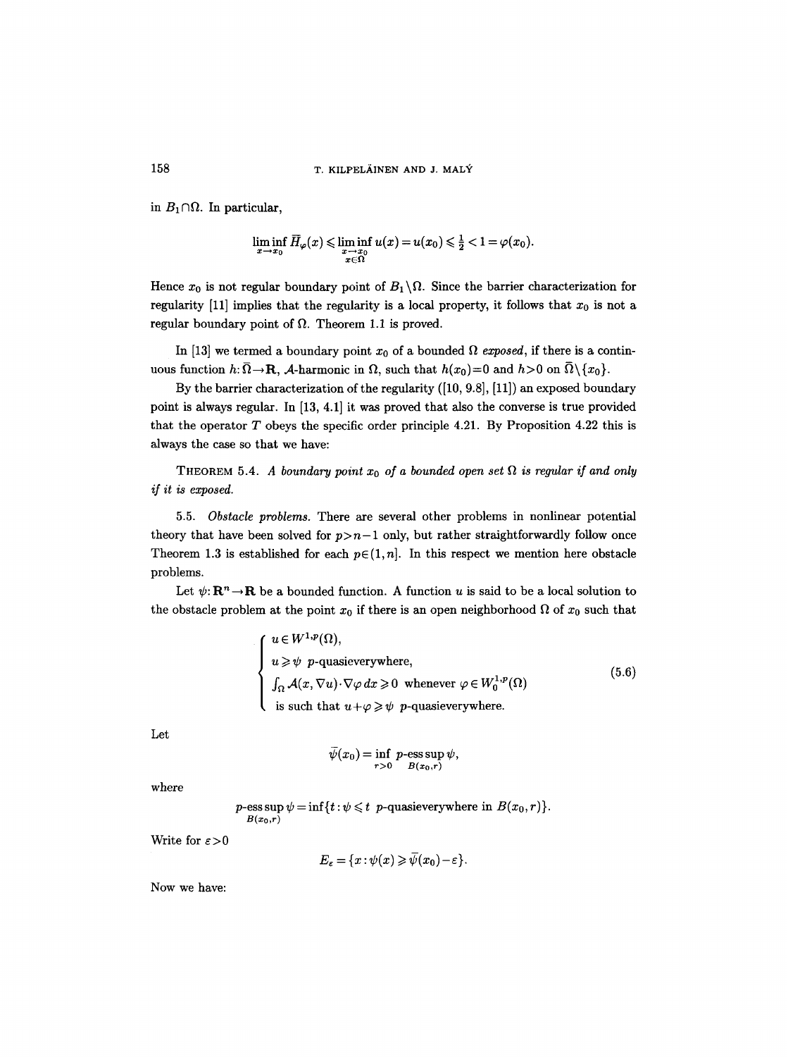in $B_1 \cap \Omega$. In particular,

$$\liminf_{x \to x_0} \overline{H}_\varphi(x) \leqslant \liminf_{\substack{x \to x_0 \\ x \in \Omega}} u(x) = u(x_0) \leqslant \tfrac{1}{2} < 1 = \varphi(x_0).$$

Hence $x_0$ is not regular boundary point of $B_1 \setminus \Omega$. Since the barrier characterization for regularity [11] implies that the regularity is a local property, it follows that $x_0$ is not a regular boundary point of $\Omega$. Theorem 1.1 is proved.

In [13] we termed a boundary point $x_0$ of a bounded $\Omega$ *exposed*, if there is a continuous function $h: \overline{\Omega} \to \mathbf{R}$, $\mathcal{A}$-harmonic in $\Omega$, such that $h(x_0) = 0$ and $h > 0$ on $\overline{\Omega} \setminus \{x_0\}$.

By the barrier characterization of the regularity ([10, 9.8], [11]) an exposed boundary point is always regular. In [13, 4.1] it was proved that also the converse is true provided that the operator $T$ obeys the specific order principle 4.21. By Proposition 4.22 this is always the case so that we have:

THEOREM 5.4. *A boundary point $x_0$ of a bounded open set $\Omega$ is regular if and only if it is exposed.*

5.5. *Obstacle problems.* There are several other problems in nonlinear potential theory that have been solved for $p > n-1$ only, but rather straightforwardly follow once Theorem 1.3 is established for each $p \in (1, n]$. In this respect we mention here obstacle problems.

Let $\psi: \mathbf{R}^n \to \mathbf{R}$ be a bounded function. A function $u$ is said to be a local solution to the obstacle problem at the point $x_0$ if there is an open neighborhood $\Omega$ of $x_0$ such that

$$\begin{cases} u \in W^{1,p}(\Omega), \\ u \geqslant \psi \ p\text{-quasieverywhere}, \\ \int_\Omega \mathcal{A}(x, \nabla u) \cdot \nabla \varphi \, dx \geqslant 0 \ \text{whenever } \varphi \in W_0^{1,p}(\Omega) \\ \text{is such that } u + \varphi \geqslant \psi \ p\text{-quasieverywhere.} \end{cases} \tag{5.6}$$

Let

$$\overline{\psi}(x_0) = \inf_{r>0} \ p\text{-}\operatorname*{ess\,sup}_{B(x_0,r)} \psi,$$

where

$$p\text{-}\operatorname*{ess\,sup}_{B(x_0,r)} \psi = \inf\{t : \psi \leqslant t \ p\text{-quasieverywhere in } B(x_0, r)\}.$$

Write for $\varepsilon > 0$

$$E_\varepsilon = \{x : \psi(x) \geqslant \overline{\psi}(x_0) - \varepsilon\}.$$

Now we have: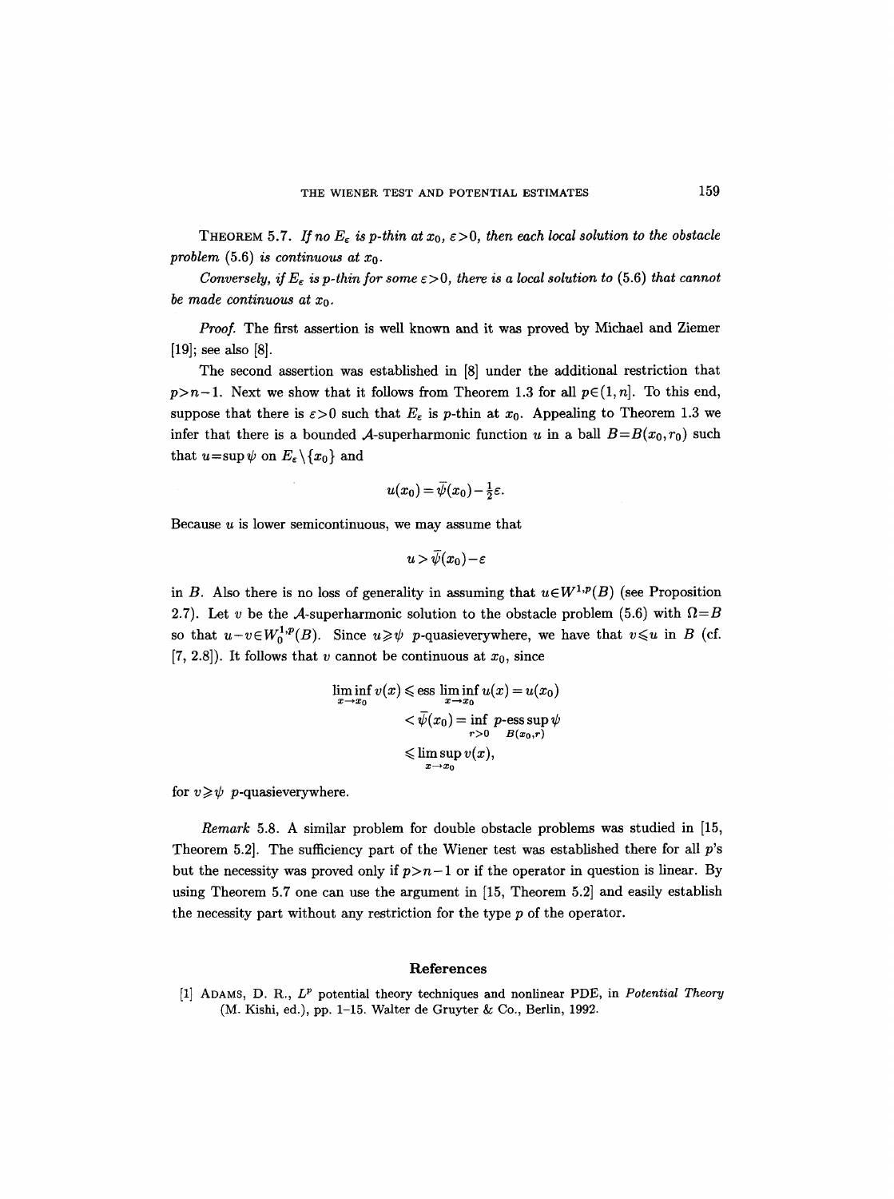**Theorem 5.7.** *If no $E_\varepsilon$ is $p$-thin at $x_0$, $\varepsilon>0$, then each local solution to the obstacle problem* (5.6) *is continuous at $x_0$.*

*Conversely, if $E_\varepsilon$ is $p$-thin for some $\varepsilon>0$, there is a local solution to* (5.6) *that cannot be made continuous at $x_0$.*

*Proof.* The first assertion is well known and it was proved by Michael and Ziemer [19]; see also [8].

The second assertion was established in [8] under the additional restriction that $p>n-1$. Next we show that it follows from Theorem 1.3 for all $p\in(1,n]$. To this end, suppose that there is $\varepsilon>0$ such that $E_\varepsilon$ is $p$-thin at $x_0$. Appealing to Theorem 1.3 we infer that there is a bounded $\mathcal{A}$-superharmonic function $u$ in a ball $B=B(x_0,r_0)$ such that $u=\sup\psi$ on $E_\varepsilon\setminus\{x_0\}$ and

$$u(x_0)=\bar{\psi}(x_0)-\tfrac{1}{2}\varepsilon.$$

Because $u$ is lower semicontinuous, we may assume that

$$u>\bar{\psi}(x_0)-\varepsilon$$

in $B$. Also there is no loss of generality in assuming that $u\in W^{1,p}(B)$ (see Proposition 2.7). Let $v$ be the $\mathcal{A}$-superharmonic solution to the obstacle problem (5.6) with $\Omega=B$ so that $u-v\in W_0^{1,p}(B)$. Since $u\geqslant\psi$ $p$-quasieverywhere, we have that $v\leqslant u$ in $B$ (cf. [7, 2.8]). It follows that $v$ cannot be continuous at $x_0$, since

$$\begin{aligned}
\liminf_{x\to x_0} v(x) &\leqslant \operatorname{ess}\liminf_{x\to x_0} u(x)=u(x_0)\\
&<\bar{\psi}(x_0)=\inf_{r>0}\ p\text{-}\operatorname*{ess\,sup}_{B(x_0,r)}\psi\\
&\leqslant \limsup_{x\to x_0} v(x),
\end{aligned}$$

for $v\geqslant\psi$ $p$-quasieverywhere.

*Remark* 5.8. A similar problem for double obstacle problems was studied in [15, Theorem 5.2]. The sufficiency part of the Wiener test was established there for all $p$'s but the necessity was proved only if $p>n-1$ or if the operator in question is linear. By using Theorem 5.7 one can use the argument in [15, Theorem 5.2] and easily establish the necessity part without any restriction for the type $p$ of the operator.

## References

[1] Adams, D. R., $L^p$ potential theory techniques and nonlinear PDE, in *Potential Theory* (M. Kishi, ed.), pp. 1–15. Walter de Gruyter & Co., Berlin, 1992.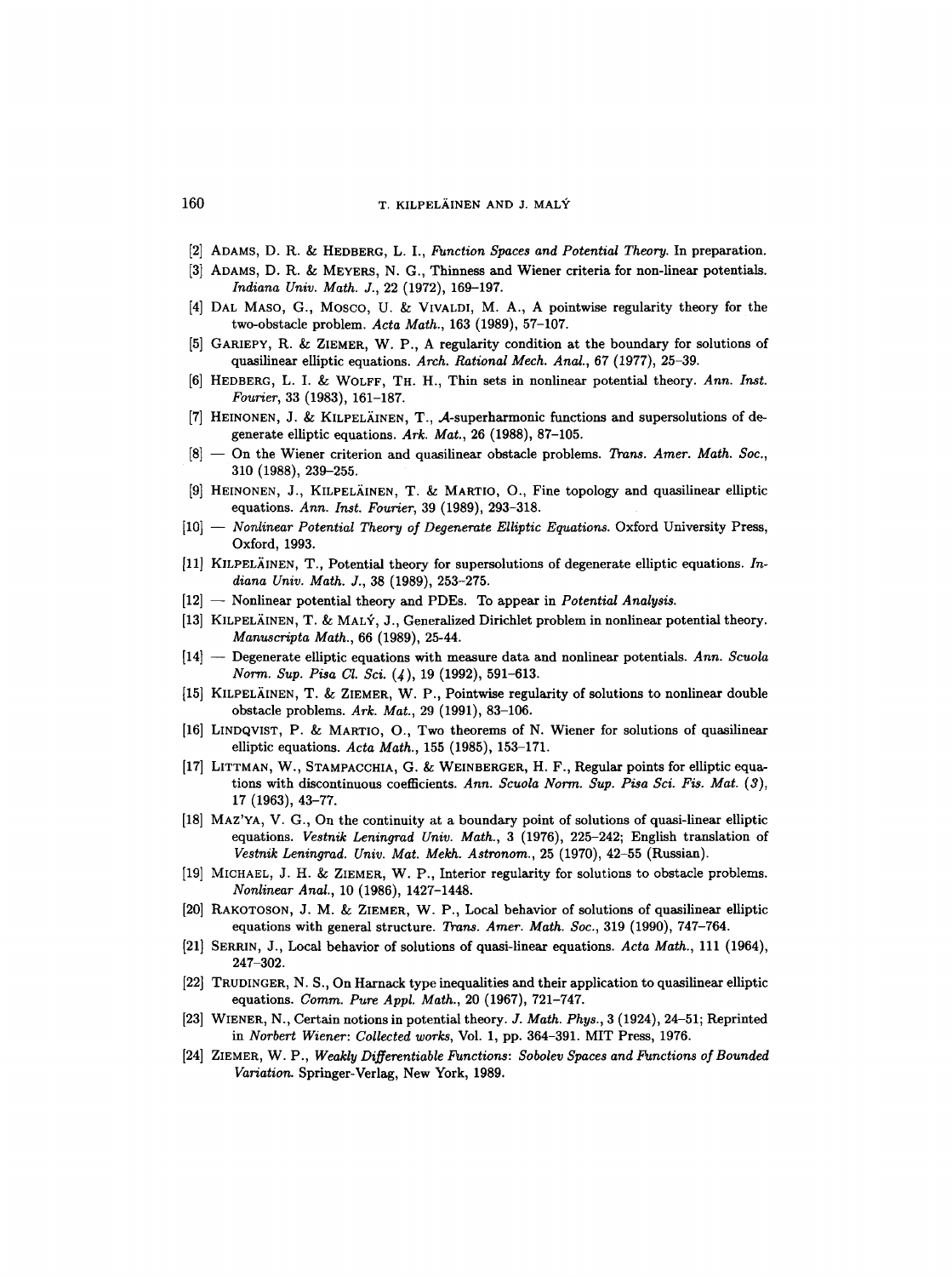[2] Adams, D. R. & Hedberg, L. I., *Function Spaces and Potential Theory*. In preparation.

[3] Adams, D. R. & Meyers, N. G., Thinness and Wiener criteria for non-linear potentials. *Indiana Univ. Math. J.*, 22 (1972), 169–197.

[4] Dal Maso, G., Mosco, U. & Vivaldi, M. A., A pointwise regularity theory for the two-obstacle problem. *Acta Math.*, 163 (1989), 57–107.

[5] Gariepy, R. & Ziemer, W. P., A regularity condition at the boundary for solutions of quasilinear elliptic equations. *Arch. Rational Mech. Anal.*, 67 (1977), 25–39.

[6] Hedberg, L. I. & Wolff, Th. H., Thin sets in nonlinear potential theory. *Ann. Inst. Fourier*, 33 (1983), 161–187.

[7] Heinonen, J. & Kilpeläinen, T., $\mathcal{A}$-superharmonic functions and supersolutions of degenerate elliptic equations. *Ark. Mat.*, 26 (1988), 87–105.

[8] — On the Wiener criterion and quasilinear obstacle problems. *Trans. Amer. Math. Soc.*, 310 (1988), 239–255.

[9] Heinonen, J., Kilpeläinen, T. & Martio, O., Fine topology and quasilinear elliptic equations. *Ann. Inst. Fourier*, 39 (1989), 293–318.

[10] — *Nonlinear Potential Theory of Degenerate Elliptic Equations*. Oxford University Press, Oxford, 1993.

[11] Kilpeläinen, T., Potential theory for supersolutions of degenerate elliptic equations. *Indiana Univ. Math. J.*, 38 (1989), 253–275.

[12] — Nonlinear potential theory and PDEs. To appear in *Potential Analysis*.

[13] Kilpeläinen, T. & Malý, J., Generalized Dirichlet problem in nonlinear potential theory. *Manuscripta Math.*, 66 (1989), 25-44.

[14] — Degenerate elliptic equations with measure data and nonlinear potentials. *Ann. Scuola Norm. Sup. Pisa Cl. Sci. (4)*, 19 (1992), 591–613.

[15] Kilpeläinen, T. & Ziemer, W. P., Pointwise regularity of solutions to nonlinear double obstacle problems. *Ark. Mat.*, 29 (1991), 83–106.

[16] Lindqvist, P. & Martio, O., Two theorems of N. Wiener for solutions of quasilinear elliptic equations. *Acta Math.*, 155 (1985), 153–171.

[17] Littman, W., Stampacchia, G. & Weinberger, H. F., Regular points for elliptic equations with discontinuous coefficients. *Ann. Scuola Norm. Sup. Pisa Sci. Fis. Mat. (3)*, 17 (1963), 43–77.

[18] Maz'ya, V. G., On the continuity at a boundary point of solutions of quasi-linear elliptic equations. *Vestnik Leningrad Univ. Math.*, 3 (1976), 225–242; English translation of *Vestnik Leningrad. Univ. Mat. Mekh. Astronom.*, 25 (1970), 42–55 (Russian).

[19] Michael, J. H. & Ziemer, W. P., Interior regularity for solutions to obstacle problems. *Nonlinear Anal.*, 10 (1986), 1427–1448.

[20] Rakotoson, J. M. & Ziemer, W. P., Local behavior of solutions of quasilinear elliptic equations with general structure. *Trans. Amer. Math. Soc.*, 319 (1990), 747–764.

[21] Serrin, J., Local behavior of solutions of quasi-linear equations. *Acta Math.*, 111 (1964), 247–302.

[22] Trudinger, N. S., On Harnack type inequalities and their application to quasilinear elliptic equations. *Comm. Pure Appl. Math.*, 20 (1967), 721–747.

[23] Wiener, N., Certain notions in potential theory. *J. Math. Phys.*, 3 (1924), 24–51; Reprinted in *Norbert Wiener: Collected works*, Vol. 1, pp. 364–391. MIT Press, 1976.

[24] Ziemer, W. P., *Weakly Differentiable Functions: Sobolev Spaces and Functions of Bounded Variation*. Springer-Verlag, New York, 1989.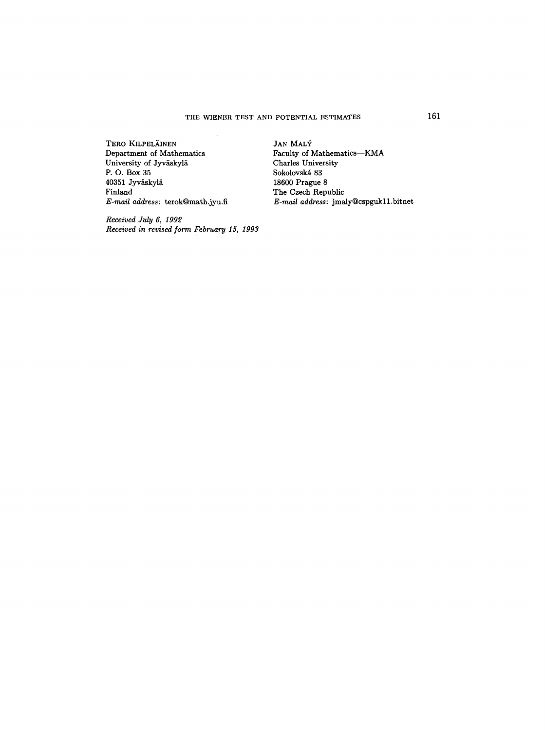Tero Kilpeläinen
Department of Mathematics
University of Jyväskylä
P. O. Box 35
40351 Jyväskylä
Finland
*E-mail address*: terok@math.jyu.fi

Jan Malý
Faculty of Mathematics—KMA
Charles University
Sokolovská 83
18600 Prague 8
The Czech Republic
*E-mail address*: jmaly@cspguk11.bitnet

*Received July 6, 1992*
*Received in revised form February 15, 1993*